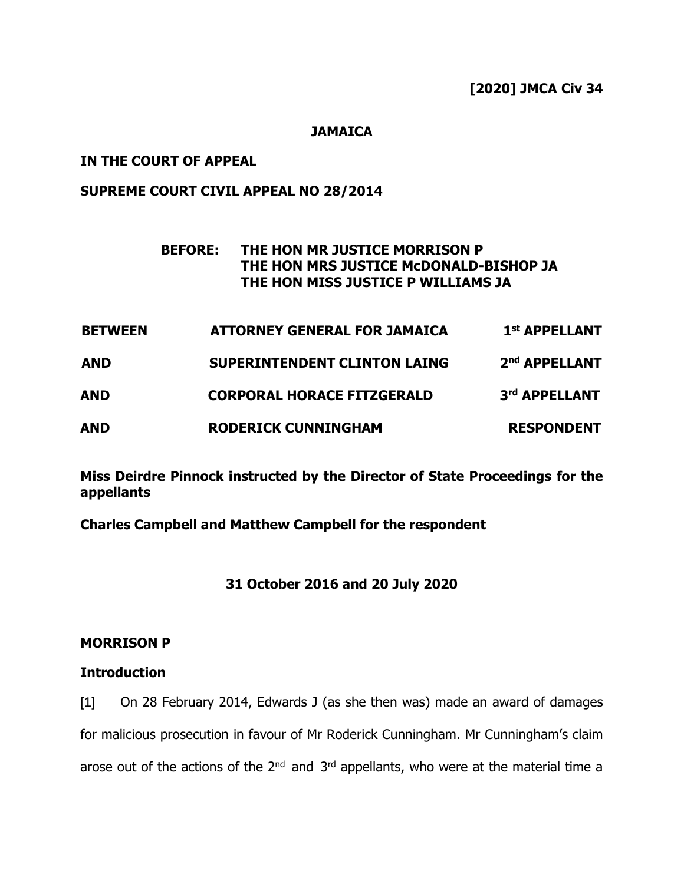**[2020] JMCA Civ 34**

**JAMAICA**

**IN THE COURT OF APPEAL**

**SUPREME COURT CIVIL APPEAL NO 28/2014**

**BEFORE: THE HON MR JUSTICE MORRISON P**
**THE HON MRS JUSTICE McDONALD-BISHOP JA**
**THE HON MISS JUSTICE P WILLIAMS JA**

| | | |
|---|---|---|
| **BETWEEN** | **ATTORNEY GENERAL FOR JAMAICA** | **1st APPELLANT** |
| **AND** | **SUPERINTENDENT CLINTON LAING** | **2nd APPELLANT** |
| **AND** | **CORPORAL HORACE FITZGERALD** | **3rd APPELLANT** |
| **AND** | **RODERICK CUNNINGHAM** | **RESPONDENT** |

**Miss Deirdre Pinnock instructed by the Director of State Proceedings for the appellants**

**Charles Campbell and Matthew Campbell for the respondent**

**31 October 2016 and 20 July 2020**

**MORRISON P**

**Introduction**

[1] On 28 February 2014, Edwards J (as she then was) made an award of damages for malicious prosecution in favour of Mr Roderick Cunningham. Mr Cunningham's claim arose out of the actions of the 2nd and 3rd appellants, who were at the material time a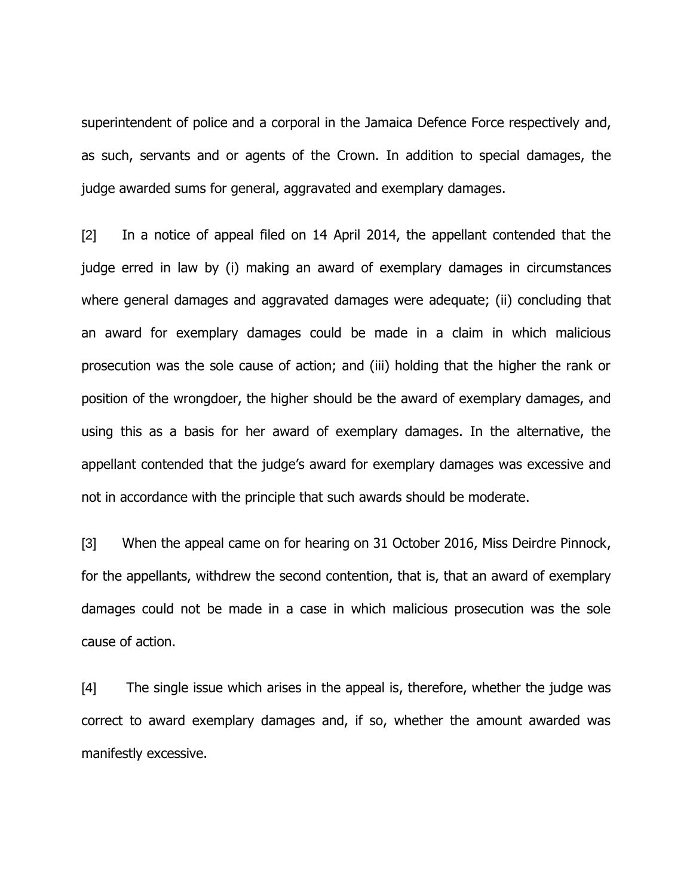superintendent of police and a corporal in the Jamaica Defence Force respectively and, as such, servants and or agents of the Crown. In addition to special damages, the judge awarded sums for general, aggravated and exemplary damages.

[2] In a notice of appeal filed on 14 April 2014, the appellant contended that the judge erred in law by (i) making an award of exemplary damages in circumstances where general damages and aggravated damages were adequate; (ii) concluding that an award for exemplary damages could be made in a claim in which malicious prosecution was the sole cause of action; and (iii) holding that the higher the rank or position of the wrongdoer, the higher should be the award of exemplary damages, and using this as a basis for her award of exemplary damages. In the alternative, the appellant contended that the judge's award for exemplary damages was excessive and not in accordance with the principle that such awards should be moderate.

[3] When the appeal came on for hearing on 31 October 2016, Miss Deirdre Pinnock, for the appellants, withdrew the second contention, that is, that an award of exemplary damages could not be made in a case in which malicious prosecution was the sole cause of action.

[4] The single issue which arises in the appeal is, therefore, whether the judge was correct to award exemplary damages and, if so, whether the amount awarded was manifestly excessive.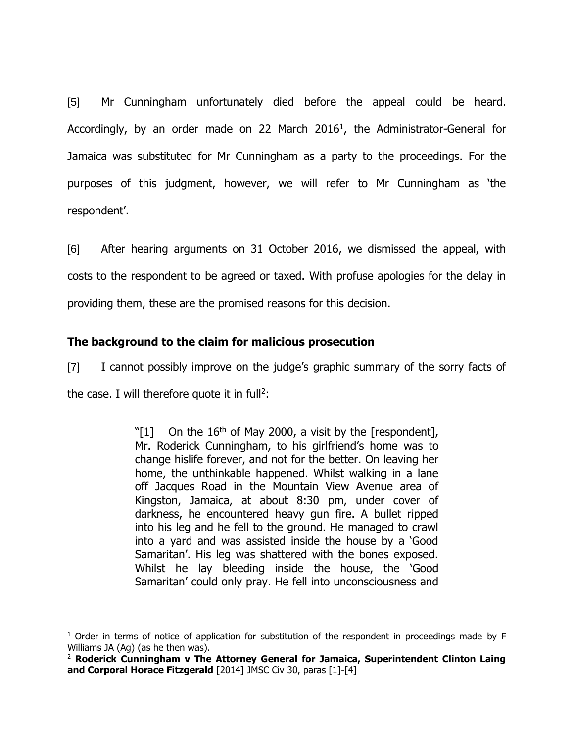[5] Mr Cunningham unfortunately died before the appeal could be heard. Accordingly, by an order made on 22 March 2016[1], the Administrator-General for Jamaica was substituted for Mr Cunningham as a party to the proceedings. For the purposes of this judgment, however, we will refer to Mr Cunningham as 'the respondent'.

[6] After hearing arguments on 31 October 2016, we dismissed the appeal, with costs to the respondent to be agreed or taxed. With profuse apologies for the delay in providing them, these are the promised reasons for this decision.

## The background to the claim for malicious prosecution

[7] I cannot possibly improve on the judge's graphic summary of the sorry facts of the case. I will therefore quote it in full[2]:

> "[1] On the 16th of May 2000, a visit by the [respondent], Mr. Roderick Cunningham, to his girlfriend's home was to change hislife forever, and not for the better. On leaving her home, the unthinkable happened. Whilst walking in a lane off Jacques Road in the Mountain View Avenue area of Kingston, Jamaica, at about 8:30 pm, under cover of darkness, he encountered heavy gun fire. A bullet ripped into his leg and he fell to the ground. He managed to crawl into a yard and was assisted inside the house by a 'Good Samaritan'. His leg was shattered with the bones exposed. Whilst he lay bleeding inside the house, the 'Good Samaritan' could only pray. He fell into unconsciousness and

---

[1] Order in terms of notice of application for substitution of the respondent in proceedings made by F Williams JA (Ag) (as he then was).

[2] **Roderick Cunningham v The Attorney General for Jamaica, Superintendent Clinton Laing and Corporal Horace Fitzgerald** [2014] JMSC Civ 30, paras [1]-[4]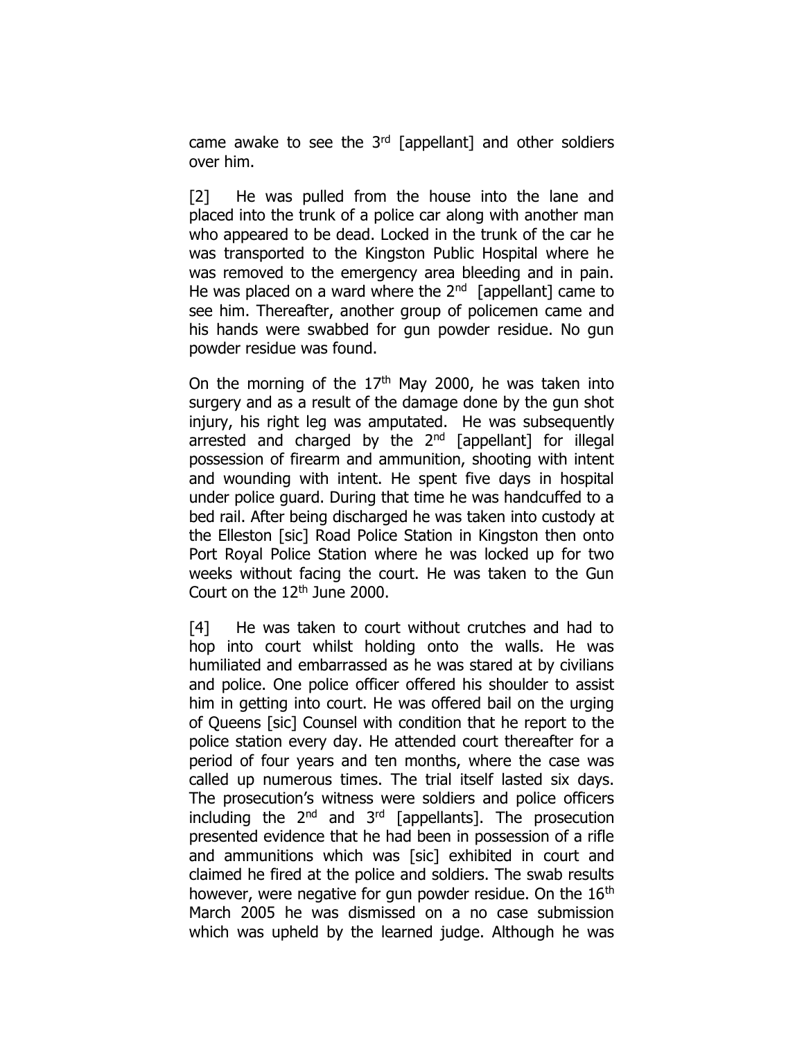came awake to see the 3rd [appellant] and other soldiers over him.

[2] He was pulled from the house into the lane and placed into the trunk of a police car along with another man who appeared to be dead. Locked in the trunk of the car he was transported to the Kingston Public Hospital where he was removed to the emergency area bleeding and in pain. He was placed on a ward where the 2nd [appellant] came to see him. Thereafter, another group of policemen came and his hands were swabbed for gun powder residue. No gun powder residue was found.

On the morning of the 17th May 2000, he was taken into surgery and as a result of the damage done by the gun shot injury, his right leg was amputated. He was subsequently arrested and charged by the 2nd [appellant] for illegal possession of firearm and ammunition, shooting with intent and wounding with intent. He spent five days in hospital under police guard. During that time he was handcuffed to a bed rail. After being discharged he was taken into custody at the Elleston [sic] Road Police Station in Kingston then onto Port Royal Police Station where he was locked up for two weeks without facing the court. He was taken to the Gun Court on the 12th June 2000.

[4] He was taken to court without crutches and had to hop into court whilst holding onto the walls. He was humiliated and embarrassed as he was stared at by civilians and police. One police officer offered his shoulder to assist him in getting into court. He was offered bail on the urging of Queens [sic] Counsel with condition that he report to the police station every day. He attended court thereafter for a period of four years and ten months, where the case was called up numerous times. The trial itself lasted six days. The prosecution's witness were soldiers and police officers including the 2nd and 3rd [appellants]. The prosecution presented evidence that he had been in possession of a rifle and ammunitions which was [sic] exhibited in court and claimed he fired at the police and soldiers. The swab results however, were negative for gun powder residue. On the 16th March 2005 he was dismissed on a no case submission which was upheld by the learned judge. Although he was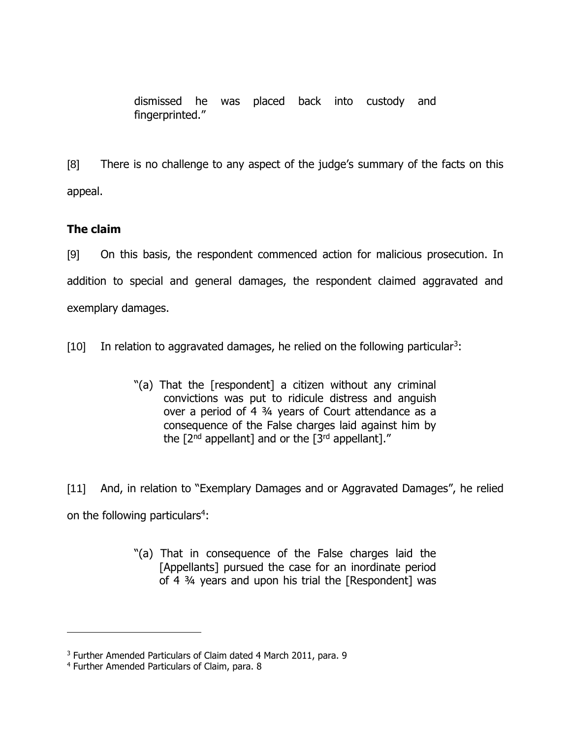> dismissed he was placed back into custody and fingerprinted."

[8] There is no challenge to any aspect of the judge's summary of the facts on this appeal.

**The claim**

[9] On this basis, the respondent commenced action for malicious prosecution. In addition to special and general damages, the respondent claimed aggravated and exemplary damages.

[10] In relation to aggravated damages, he relied on the following particular[3]:

> "(a) That the [respondent] a citizen without any criminal convictions was put to ridicule distress and anguish over a period of 4 ¾ years of Court attendance as a consequence of the False charges laid against him by the [2nd appellant] and or the [3rd appellant]."

[11] And, in relation to "Exemplary Damages and or Aggravated Damages", he relied on the following particulars[4]:

> "(a) That in consequence of the False charges laid the [Appellants] pursued the case for an inordinate period of 4 ¾ years and upon his trial the [Respondent] was

---

[3] Further Amended Particulars of Claim dated 4 March 2011, para. 9

[4] Further Amended Particulars of Claim, para. 8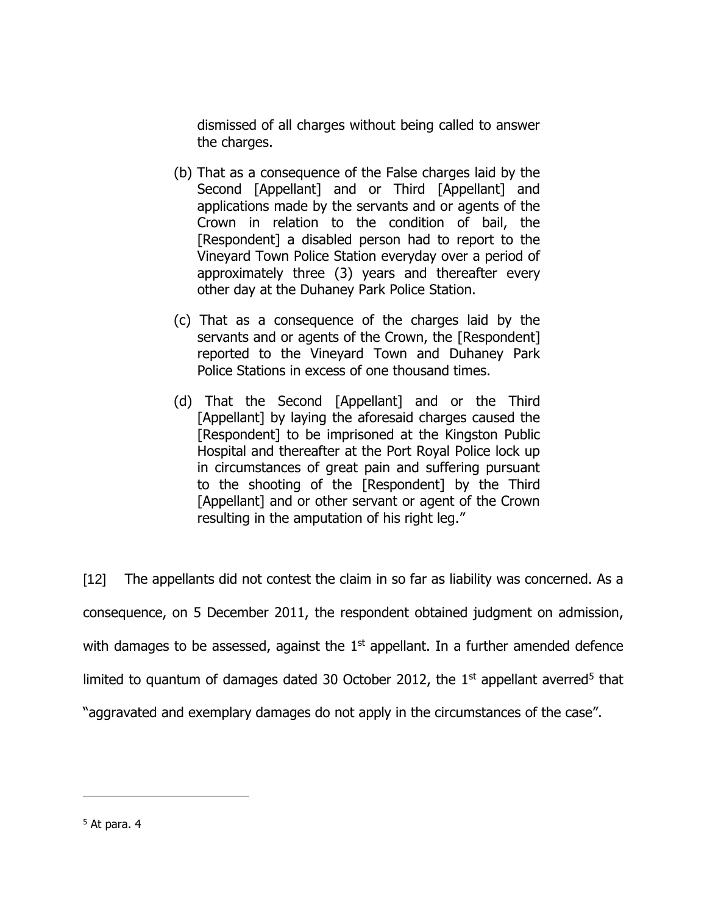dismissed of all charges without being called to answer the charges.

(b) That as a consequence of the False charges laid by the Second [Appellant] and or Third [Appellant] and applications made by the servants and or agents of the Crown in relation to the condition of bail, the [Respondent] a disabled person had to report to the Vineyard Town Police Station everyday over a period of approximately three (3) years and thereafter every other day at the Duhaney Park Police Station.

(c) That as a consequence of the charges laid by the servants and or agents of the Crown, the [Respondent] reported to the Vineyard Town and Duhaney Park Police Stations in excess of one thousand times.

(d) That the Second [Appellant] and or the Third [Appellant] by laying the aforesaid charges caused the [Respondent] to be imprisoned at the Kingston Public Hospital and thereafter at the Port Royal Police lock up in circumstances of great pain and suffering pursuant to the shooting of the [Respondent] by the Third [Appellant] and or other servant or agent of the Crown resulting in the amputation of his right leg."

[12] The appellants did not contest the claim in so far as liability was concerned. As a consequence, on 5 December 2011, the respondent obtained judgment on admission, with damages to be assessed, against the 1st appellant. In a further amended defence limited to quantum of damages dated 30 October 2012, the 1st appellant averred[5] that "aggravated and exemplary damages do not apply in the circumstances of the case".

---

[5] At para. 4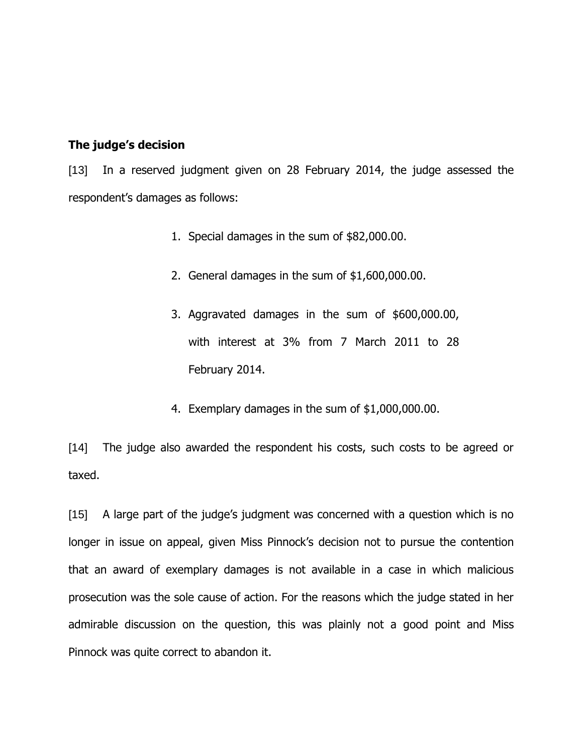**The judge's decision**

[13] In a reserved judgment given on 28 February 2014, the judge assessed the respondent's damages as follows:

1. Special damages in the sum of $82,000.00.
2. General damages in the sum of $1,600,000.00.
3. Aggravated damages in the sum of $600,000.00, with interest at 3% from 7 March 2011 to 28 February 2014.
4. Exemplary damages in the sum of $1,000,000.00.

[14] The judge also awarded the respondent his costs, such costs to be agreed or taxed.

[15] A large part of the judge's judgment was concerned with a question which is no longer in issue on appeal, given Miss Pinnock's decision not to pursue the contention that an award of exemplary damages is not available in a case in which malicious prosecution was the sole cause of action. For the reasons which the judge stated in her admirable discussion on the question, this was plainly not a good point and Miss Pinnock was quite correct to abandon it.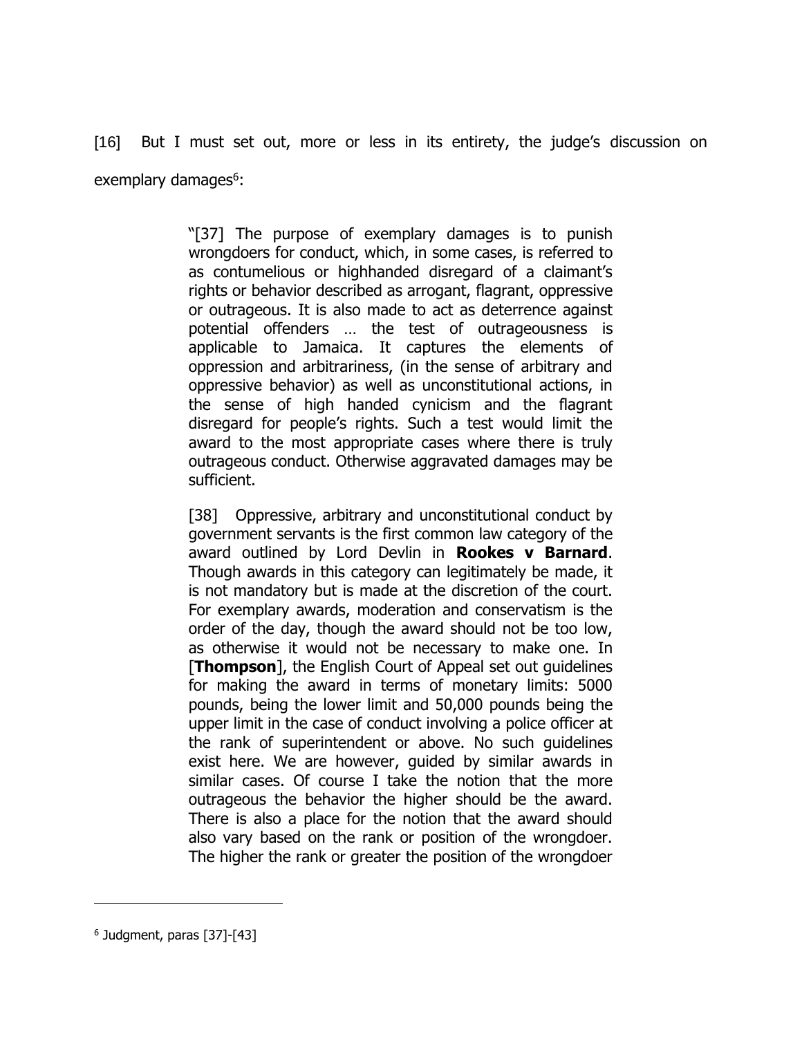[16] But I must set out, more or less in its entirety, the judge's discussion on exemplary damages[6]:

> "[37] The purpose of exemplary damages is to punish wrongdoers for conduct, which, in some cases, is referred to as contumelious or highhanded disregard of a claimant's rights or behavior described as arrogant, flagrant, oppressive or outrageous. It is also made to act as deterrence against potential offenders … the test of outrageousness is applicable to Jamaica. It captures the elements of oppression and arbitrariness, (in the sense of arbitrary and oppressive behavior) as well as unconstitutional actions, in the sense of high handed cynicism and the flagrant disregard for people's rights. Such a test would limit the award to the most appropriate cases where there is truly outrageous conduct. Otherwise aggravated damages may be sufficient.
>
> [38] Oppressive, arbitrary and unconstitutional conduct by government servants is the first common law category of the award outlined by Lord Devlin in **Rookes v Barnard**. Though awards in this category can legitimately be made, it is not mandatory but is made at the discretion of the court. For exemplary awards, moderation and conservatism is the order of the day, though the award should not be too low, as otherwise it would not be necessary to make one. In [**Thompson**], the English Court of Appeal set out guidelines for making the award in terms of monetary limits: 5000 pounds, being the lower limit and 50,000 pounds being the upper limit in the case of conduct involving a police officer at the rank of superintendent or above. No such guidelines exist here. We are however, guided by similar awards in similar cases. Of course I take the notion that the more outrageous the behavior the higher should be the award. There is also a place for the notion that the award should also vary based on the rank or position of the wrongdoer. The higher the rank or greater the position of the wrongdoer

---

[6] Judgment, paras [37]-[43]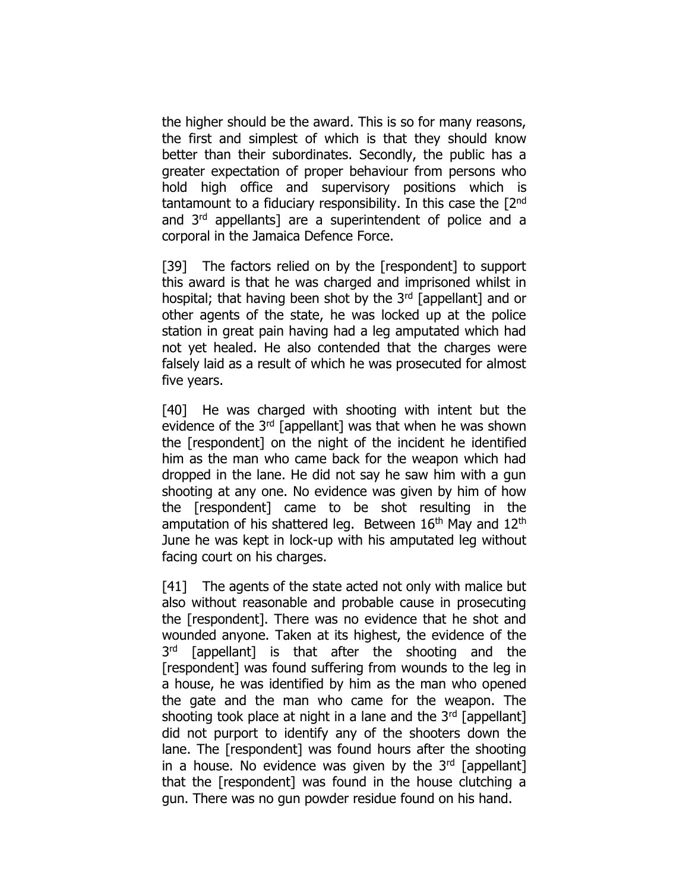the higher should be the award. This is so for many reasons, the first and simplest of which is that they should know better than their subordinates. Secondly, the public has a greater expectation of proper behaviour from persons who hold high office and supervisory positions which is tantamount to a fiduciary responsibility. In this case the [2nd and 3rd appellants] are a superintendent of police and a corporal in the Jamaica Defence Force.

[39] The factors relied on by the [respondent] to support this award is that he was charged and imprisoned whilst in hospital; that having been shot by the 3rd [appellant] and or other agents of the state, he was locked up at the police station in great pain having had a leg amputated which had not yet healed. He also contended that the charges were falsely laid as a result of which he was prosecuted for almost five years.

[40] He was charged with shooting with intent but the evidence of the 3rd [appellant] was that when he was shown the [respondent] on the night of the incident he identified him as the man who came back for the weapon which had dropped in the lane. He did not say he saw him with a gun shooting at any one. No evidence was given by him of how the [respondent] came to be shot resulting in the amputation of his shattered leg. Between 16th May and 12th June he was kept in lock-up with his amputated leg without facing court on his charges.

[41] The agents of the state acted not only with malice but also without reasonable and probable cause in prosecuting the [respondent]. There was no evidence that he shot and wounded anyone. Taken at its highest, the evidence of the 3rd [appellant] is that after the shooting and the [respondent] was found suffering from wounds to the leg in a house, he was identified by him as the man who opened the gate and the man who came for the weapon. The shooting took place at night in a lane and the 3rd [appellant] did not purport to identify any of the shooters down the lane. The [respondent] was found hours after the shooting in a house. No evidence was given by the 3rd [appellant] that the [respondent] was found in the house clutching a gun. There was no gun powder residue found on his hand.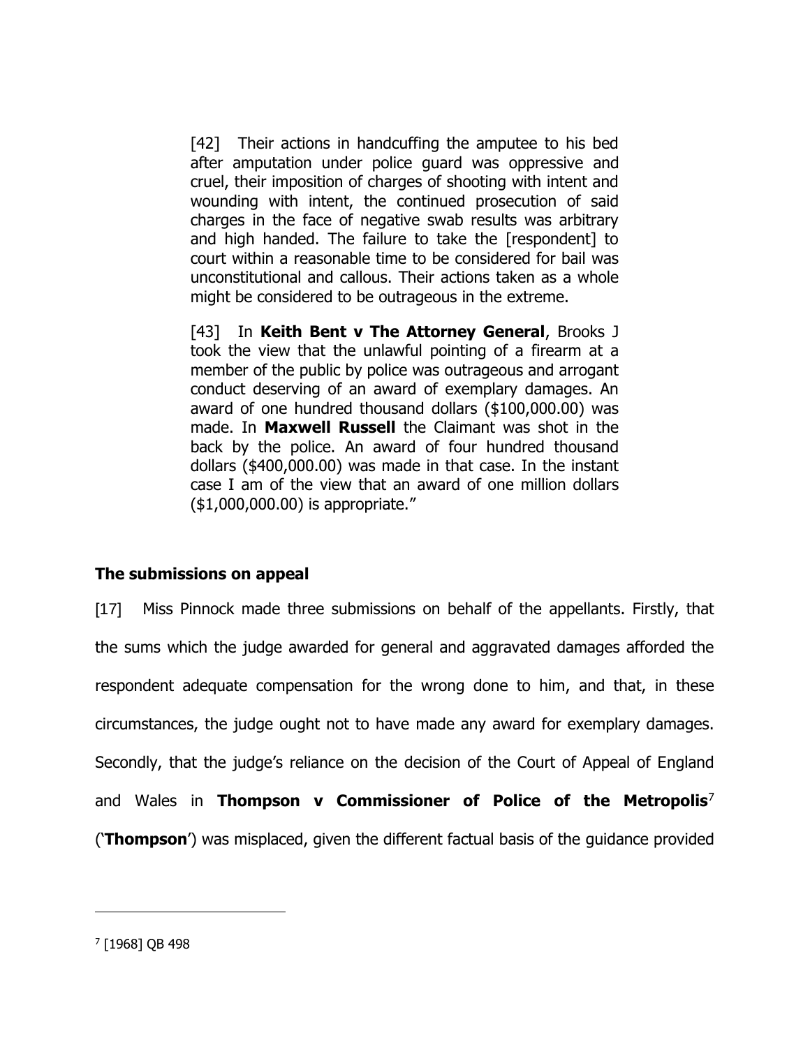> [42] Their actions in handcuffing the amputee to his bed after amputation under police guard was oppressive and cruel, their imposition of charges of shooting with intent and wounding with intent, the continued prosecution of said charges in the face of negative swab results was arbitrary and high handed. The failure to take the [respondent] to court within a reasonable time to be considered for bail was unconstitutional and callous. Their actions taken as a whole might be considered to be outrageous in the extreme.
>
> [43] In **Keith Bent v The Attorney General**, Brooks J took the view that the unlawful pointing of a firearm at a member of the public by police was outrageous and arrogant conduct deserving of an award of exemplary damages. An award of one hundred thousand dollars ($100,000.00) was made. In **Maxwell Russell** the Claimant was shot in the back by the police. An award of four hundred thousand dollars ($400,000.00) was made in that case. In the instant case I am of the view that an award of one million dollars ($1,000,000.00) is appropriate."

## The submissions on appeal

[17] Miss Pinnock made three submissions on behalf of the appellants. Firstly, that the sums which the judge awarded for general and aggravated damages afforded the respondent adequate compensation for the wrong done to him, and that, in these circumstances, the judge ought not to have made any award for exemplary damages. Secondly, that the judge's reliance on the decision of the Court of Appeal of England and Wales in **Thompson v Commissioner of Police of the Metropolis**[7] ('**Thompson**') was misplaced, given the different factual basis of the guidance provided

---

[7] [1968] QB 498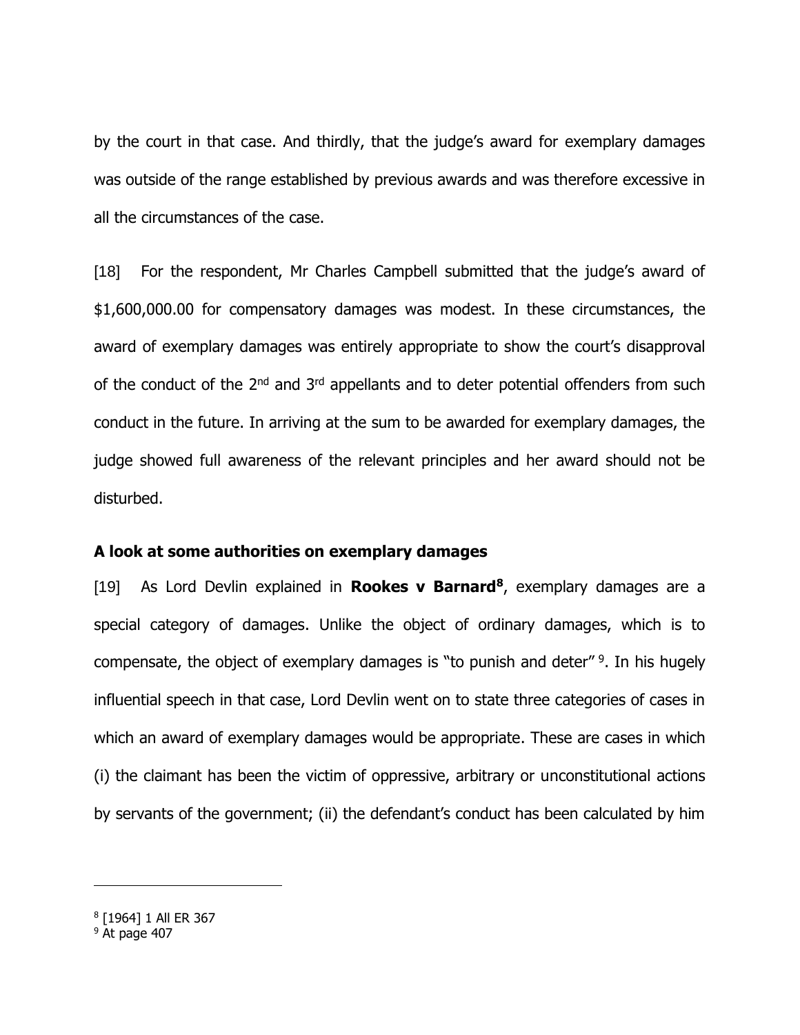by the court in that case. And thirdly, that the judge's award for exemplary damages was outside of the range established by previous awards and was therefore excessive in all the circumstances of the case.

[18] For the respondent, Mr Charles Campbell submitted that the judge's award of $1,600,000.00 for compensatory damages was modest. In these circumstances, the award of exemplary damages was entirely appropriate to show the court's disapproval of the conduct of the 2nd and 3rd appellants and to deter potential offenders from such conduct in the future. In arriving at the sum to be awarded for exemplary damages, the judge showed full awareness of the relevant principles and her award should not be disturbed.

## A look at some authorities on exemplary damages

[19] As Lord Devlin explained in **Rookes v Barnard**[8], exemplary damages are a special category of damages. Unlike the object of ordinary damages, which is to compensate, the object of exemplary damages is "to punish and deter"[9]. In his hugely influential speech in that case, Lord Devlin went on to state three categories of cases in which an award of exemplary damages would be appropriate. These are cases in which (i) the claimant has been the victim of oppressive, arbitrary or unconstitutional actions by servants of the government; (ii) the defendant's conduct has been calculated by him

---

[8] [1964] 1 All ER 367

[9] At page 407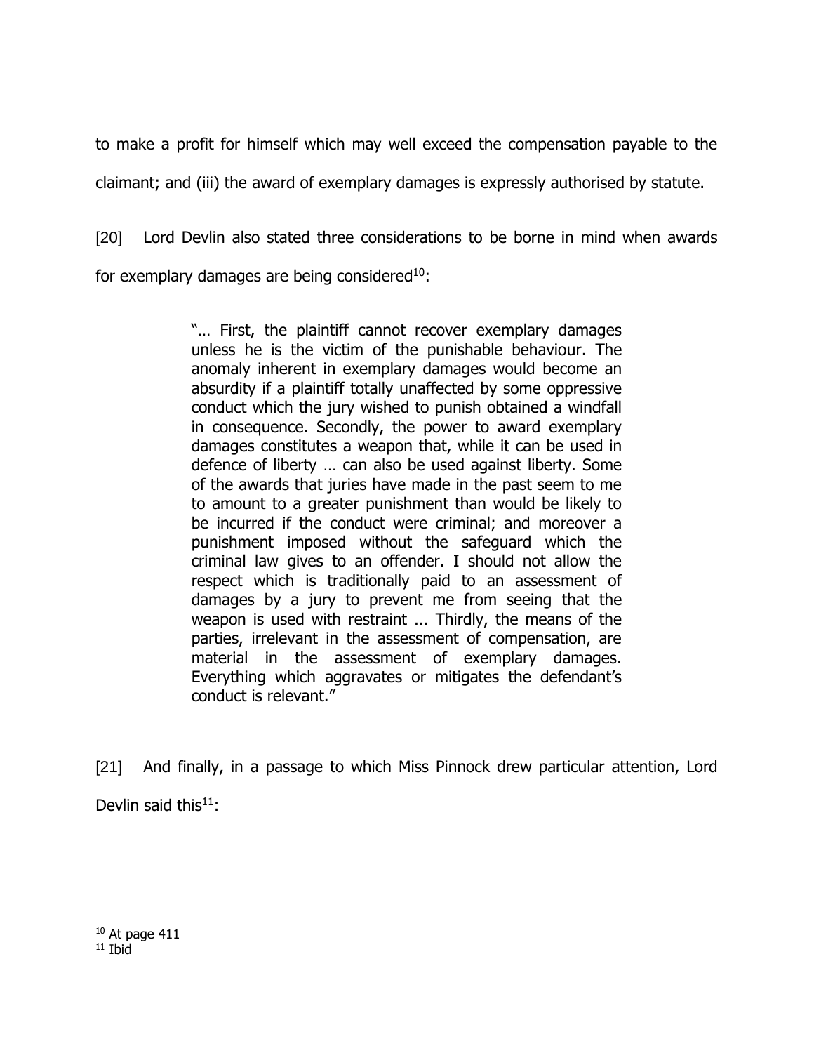to make a profit for himself which may well exceed the compensation payable to the claimant; and (iii) the award of exemplary damages is expressly authorised by statute.

[20] Lord Devlin also stated three considerations to be borne in mind when awards for exemplary damages are being considered[10]:

> "… First, the plaintiff cannot recover exemplary damages unless he is the victim of the punishable behaviour. The anomaly inherent in exemplary damages would become an absurdity if a plaintiff totally unaffected by some oppressive conduct which the jury wished to punish obtained a windfall in consequence. Secondly, the power to award exemplary damages constitutes a weapon that, while it can be used in defence of liberty … can also be used against liberty. Some of the awards that juries have made in the past seem to me to amount to a greater punishment than would be likely to be incurred if the conduct were criminal; and moreover a punishment imposed without the safeguard which the criminal law gives to an offender. I should not allow the respect which is traditionally paid to an assessment of damages by a jury to prevent me from seeing that the weapon is used with restraint ... Thirdly, the means of the parties, irrelevant in the assessment of compensation, are material in the assessment of exemplary damages. Everything which aggravates or mitigates the defendant's conduct is relevant."

[21] And finally, in a passage to which Miss Pinnock drew particular attention, Lord Devlin said this[11]:

---

[10] At page 411

[11] Ibid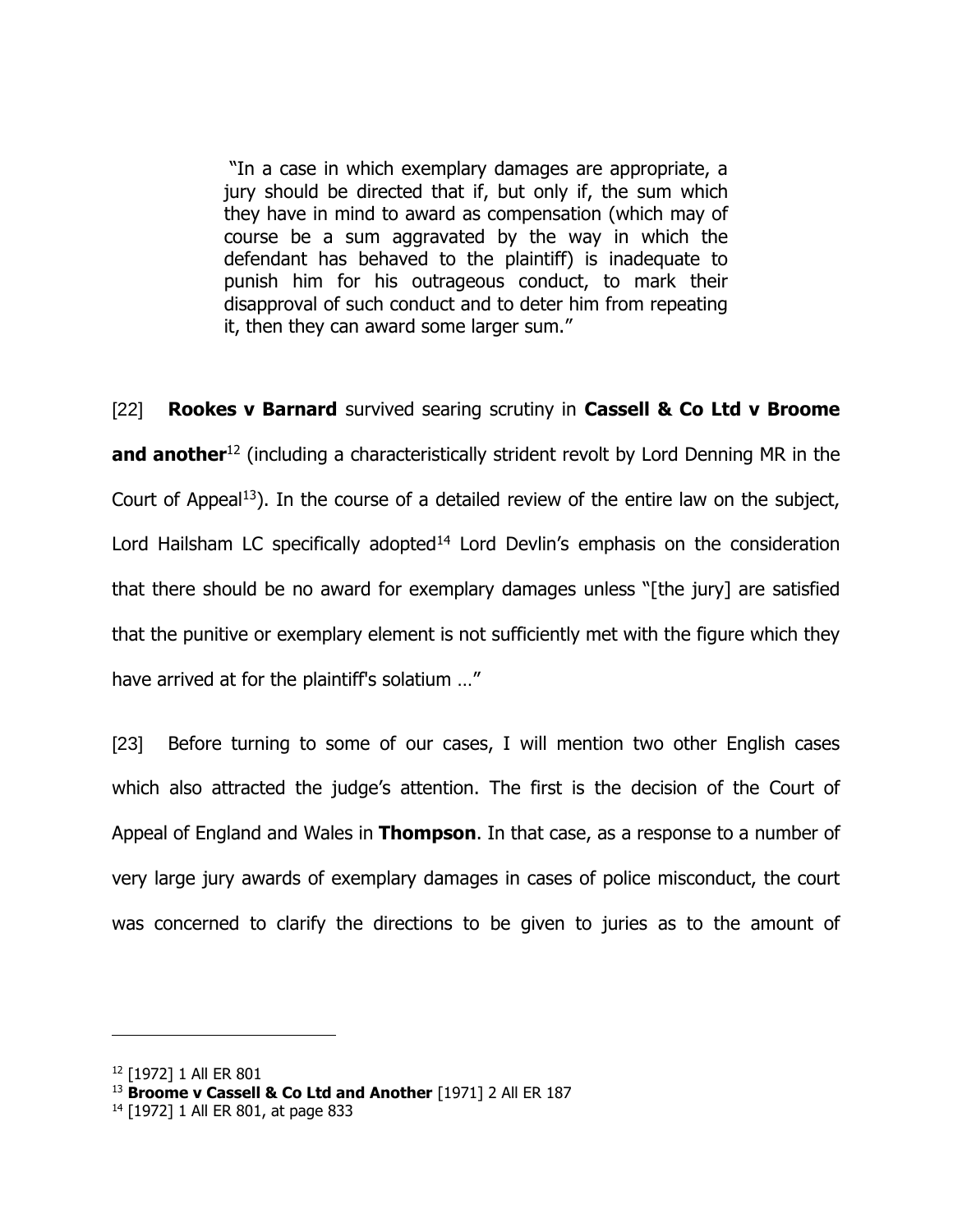> "In a case in which exemplary damages are appropriate, a jury should be directed that if, but only if, the sum which they have in mind to award as compensation (which may of course be a sum aggravated by the way in which the defendant has behaved to the plaintiff) is inadequate to punish him for his outrageous conduct, to mark their disapproval of such conduct and to deter him from repeating it, then they can award some larger sum."

[22] **Rookes v Barnard** survived searing scrutiny in **Cassell & Co Ltd v Broome and another**[12] (including a characteristically strident revolt by Lord Denning MR in the Court of Appeal[13]). In the course of a detailed review of the entire law on the subject, Lord Hailsham LC specifically adopted[14] Lord Devlin's emphasis on the consideration that there should be no award for exemplary damages unless "[the jury] are satisfied that the punitive or exemplary element is not sufficiently met with the figure which they have arrived at for the plaintiff's solatium …"

[23] Before turning to some of our cases, I will mention two other English cases which also attracted the judge's attention. The first is the decision of the Court of Appeal of England and Wales in **Thompson**. In that case, as a response to a number of very large jury awards of exemplary damages in cases of police misconduct, the court was concerned to clarify the directions to be given to juries as to the amount of

---

[12] [1972] 1 All ER 801

[13] **Broome v Cassell & Co Ltd and Another** [1971] 2 All ER 187

[14] [1972] 1 All ER 801, at page 833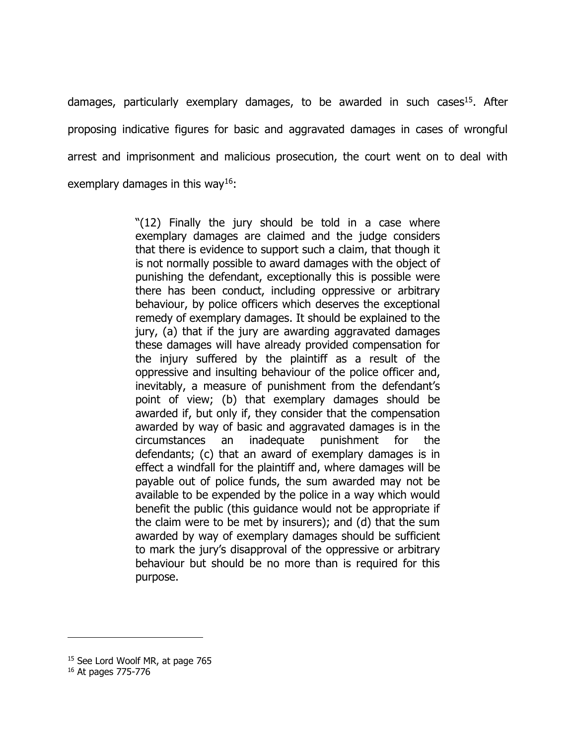damages, particularly exemplary damages, to be awarded in such cases[15]. After proposing indicative figures for basic and aggravated damages in cases of wrongful arrest and imprisonment and malicious prosecution, the court went on to deal with exemplary damages in this way[16]:

> "(12) Finally the jury should be told in a case where exemplary damages are claimed and the judge considers that there is evidence to support such a claim, that though it is not normally possible to award damages with the object of punishing the defendant, exceptionally this is possible were there has been conduct, including oppressive or arbitrary behaviour, by police officers which deserves the exceptional remedy of exemplary damages. It should be explained to the jury, (a) that if the jury are awarding aggravated damages these damages will have already provided compensation for the injury suffered by the plaintiff as a result of the oppressive and insulting behaviour of the police officer and, inevitably, a measure of punishment from the defendant's point of view; (b) that exemplary damages should be awarded if, but only if, they consider that the compensation awarded by way of basic and aggravated damages is in the circumstances an inadequate punishment for the defendants; (c) that an award of exemplary damages is in effect a windfall for the plaintiff and, where damages will be payable out of police funds, the sum awarded may not be available to be expended by the police in a way which would benefit the public (this guidance would not be appropriate if the claim were to be met by insurers); and (d) that the sum awarded by way of exemplary damages should be sufficient to mark the jury's disapproval of the oppressive or arbitrary behaviour but should be no more than is required for this purpose.

---

[15] See Lord Woolf MR, at page 765

[16] At pages 775-776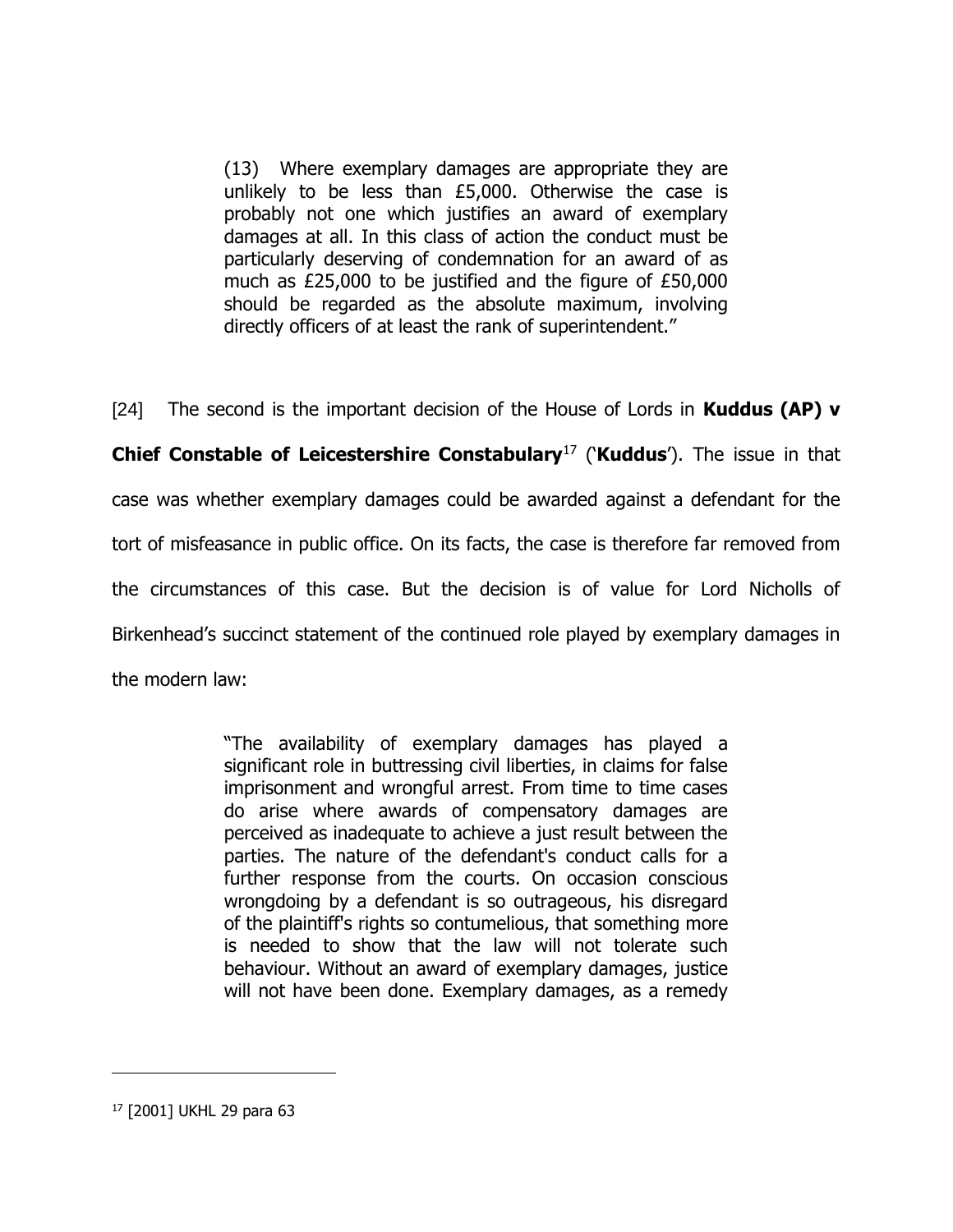> (13) Where exemplary damages are appropriate they are unlikely to be less than £5,000. Otherwise the case is probably not one which justifies an award of exemplary damages at all. In this class of action the conduct must be particularly deserving of condemnation for an award of as much as £25,000 to be justified and the figure of £50,000 should be regarded as the absolute maximum, involving directly officers of at least the rank of superintendent."

[24] The second is the important decision of the House of Lords in **Kuddus (AP) v Chief Constable of Leicestershire Constabulary**[17] ('**Kuddus**'). The issue in that case was whether exemplary damages could be awarded against a defendant for the tort of misfeasance in public office. On its facts, the case is therefore far removed from the circumstances of this case. But the decision is of value for Lord Nicholls of Birkenhead's succinct statement of the continued role played by exemplary damages in the modern law:

> "The availability of exemplary damages has played a significant role in buttressing civil liberties, in claims for false imprisonment and wrongful arrest. From time to time cases do arise where awards of compensatory damages are perceived as inadequate to achieve a just result between the parties. The nature of the defendant's conduct calls for a further response from the courts. On occasion conscious wrongdoing by a defendant is so outrageous, his disregard of the plaintiff's rights so contumelious, that something more is needed to show that the law will not tolerate such behaviour. Without an award of exemplary damages, justice will not have been done. Exemplary damages, as a remedy

[17] [2001] UKHL 29 para 63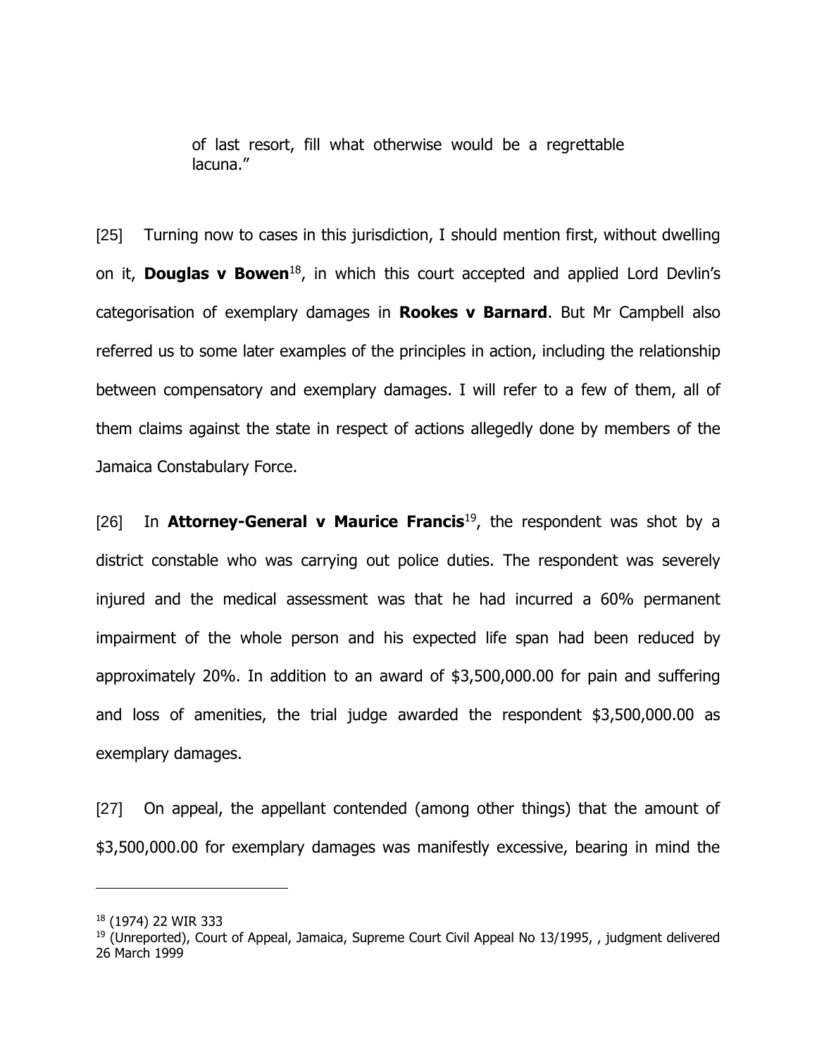> of last resort, fill what otherwise would be a regrettable lacuna."

[25] Turning now to cases in this jurisdiction, I should mention first, without dwelling on it, **Douglas v Bowen**[18], in which this court accepted and applied Lord Devlin's categorisation of exemplary damages in **Rookes v Barnard**. But Mr Campbell also referred us to some later examples of the principles in action, including the relationship between compensatory and exemplary damages. I will refer to a few of them, all of them claims against the state in respect of actions allegedly done by members of the Jamaica Constabulary Force.

[26] In **Attorney-General v Maurice Francis**[19], the respondent was shot by a district constable who was carrying out police duties. The respondent was severely injured and the medical assessment was that he had incurred a 60% permanent impairment of the whole person and his expected life span had been reduced by approximately 20%. In addition to an award of $3,500,000.00 for pain and suffering and loss of amenities, the trial judge awarded the respondent $3,500,000.00 as exemplary damages.

[27] On appeal, the appellant contended (among other things) that the amount of $3,500,000.00 for exemplary damages was manifestly excessive, bearing in mind the

---

[18] (1974) 22 WIR 333

[19] (Unreported), Court of Appeal, Jamaica, Supreme Court Civil Appeal No 13/1995, , judgment delivered 26 March 1999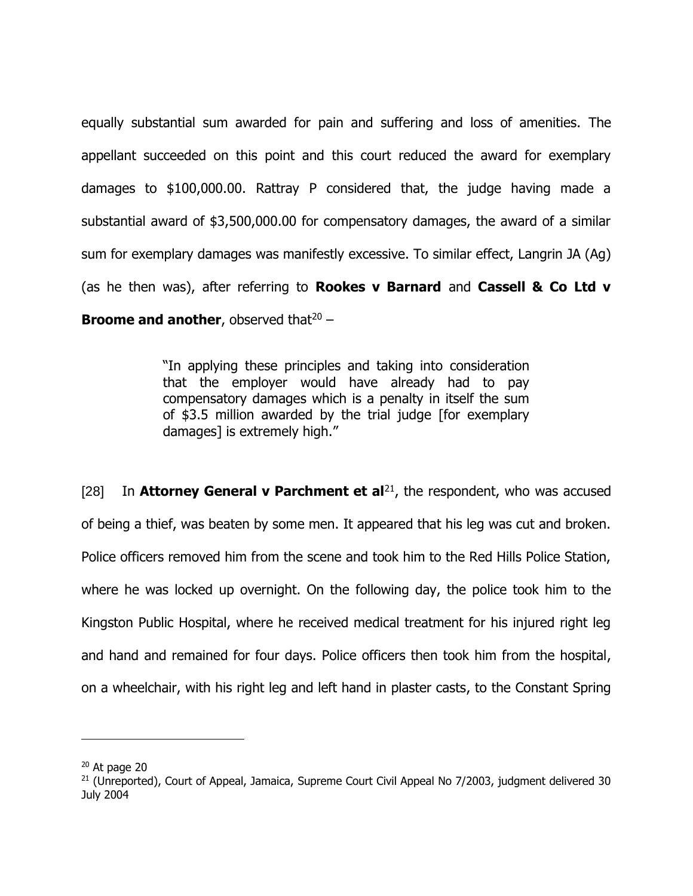equally substantial sum awarded for pain and suffering and loss of amenities. The appellant succeeded on this point and this court reduced the award for exemplary damages to $100,000.00. Rattray P considered that, the judge having made a substantial award of $3,500,000.00 for compensatory damages, the award of a similar sum for exemplary damages was manifestly excessive. To similar effect, Langrin JA (Ag) (as he then was), after referring to **Rookes v Barnard** and **Cassell & Co Ltd v Broome and another**, observed that[20] –

> "In applying these principles and taking into consideration that the employer would have already had to pay compensatory damages which is a penalty in itself the sum of $3.5 million awarded by the trial judge [for exemplary damages] is extremely high."

[28] In **Attorney General v Parchment et al**[21], the respondent, who was accused of being a thief, was beaten by some men. It appeared that his leg was cut and broken. Police officers removed him from the scene and took him to the Red Hills Police Station, where he was locked up overnight. On the following day, the police took him to the Kingston Public Hospital, where he received medical treatment for his injured right leg and hand and remained for four days. Police officers then took him from the hospital, on a wheelchair, with his right leg and left hand in plaster casts, to the Constant Spring

---

[20] At page 20

[21] (Unreported), Court of Appeal, Jamaica, Supreme Court Civil Appeal No 7/2003, judgment delivered 30 July 2004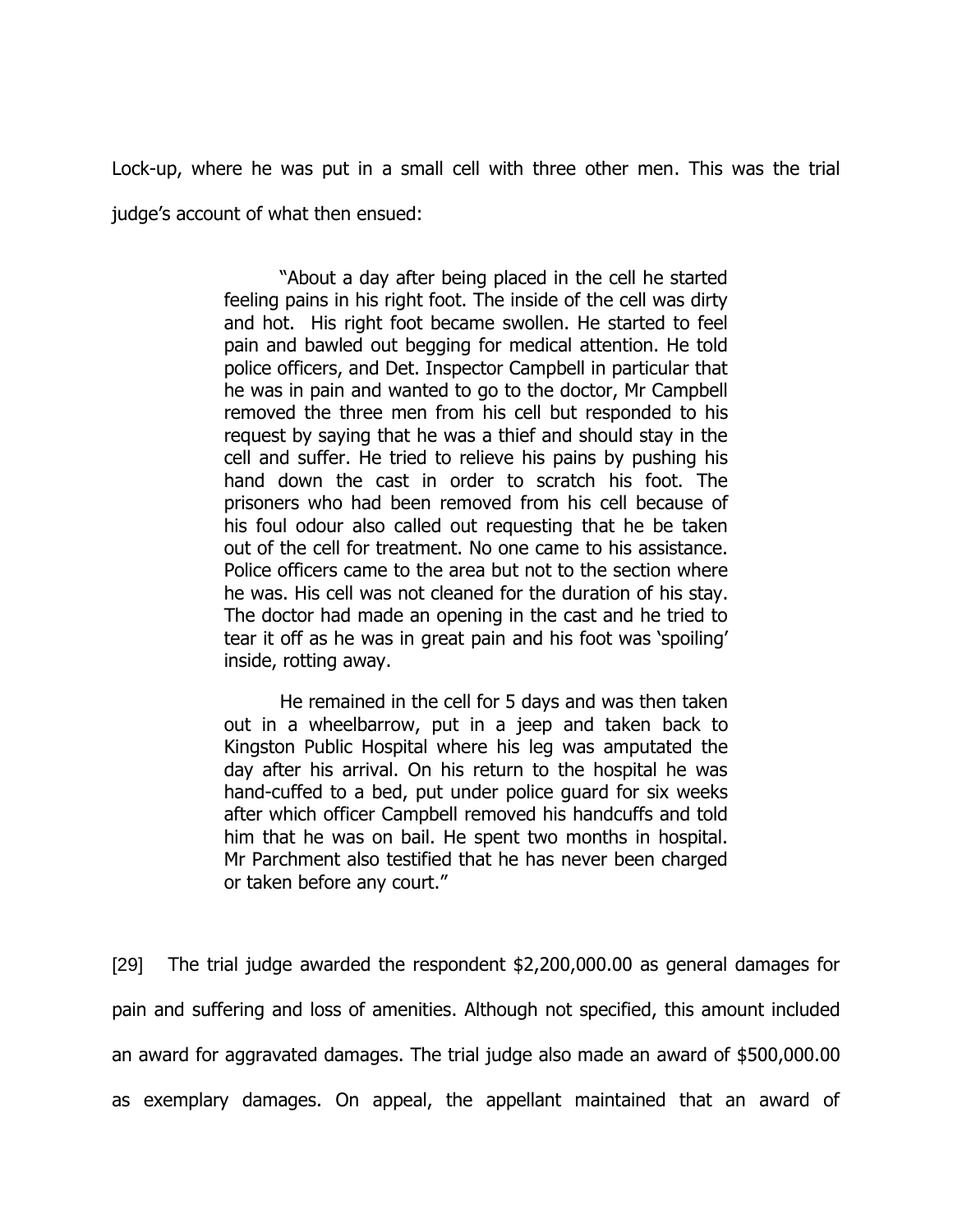Lock-up, where he was put in a small cell with three other men. This was the trial judge's account of what then ensued:

> "About a day after being placed in the cell he started feeling pains in his right foot. The inside of the cell was dirty and hot. His right foot became swollen. He started to feel pain and bawled out begging for medical attention. He told police officers, and Det. Inspector Campbell in particular that he was in pain and wanted to go to the doctor, Mr Campbell removed the three men from his cell but responded to his request by saying that he was a thief and should stay in the cell and suffer. He tried to relieve his pains by pushing his hand down the cast in order to scratch his foot. The prisoners who had been removed from his cell because of his foul odour also called out requesting that he be taken out of the cell for treatment. No one came to his assistance. Police officers came to the area but not to the section where he was. His cell was not cleaned for the duration of his stay. The doctor had made an opening in the cast and he tried to tear it off as he was in great pain and his foot was 'spoiling' inside, rotting away.
>
> He remained in the cell for 5 days and was then taken out in a wheelbarrow, put in a jeep and taken back to Kingston Public Hospital where his leg was amputated the day after his arrival. On his return to the hospital he was hand-cuffed to a bed, put under police guard for six weeks after which officer Campbell removed his handcuffs and told him that he was on bail. He spent two months in hospital. Mr Parchment also testified that he has never been charged or taken before any court."

[29] The trial judge awarded the respondent $2,200,000.00 as general damages for pain and suffering and loss of amenities. Although not specified, this amount included an award for aggravated damages. The trial judge also made an award of $500,000.00 as exemplary damages. On appeal, the appellant maintained that an award of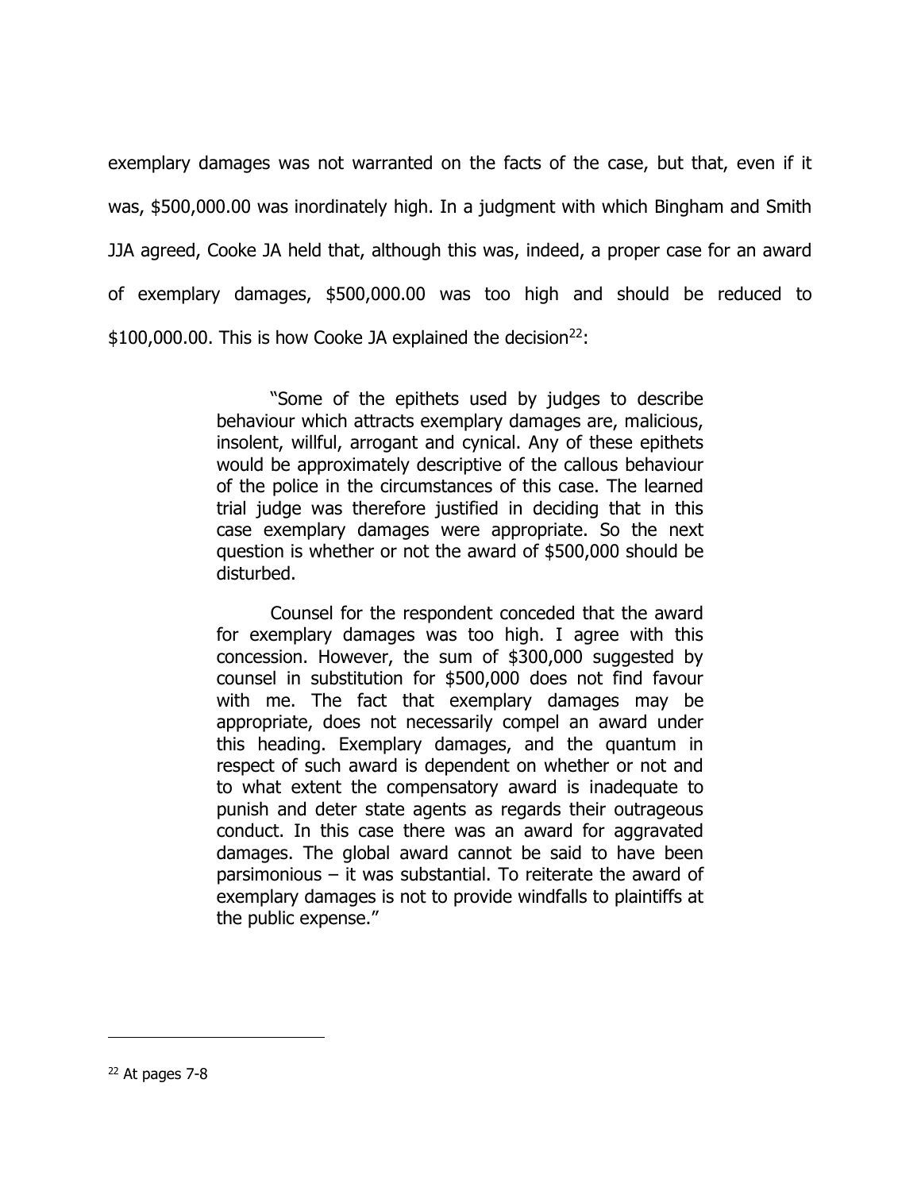exemplary damages was not warranted on the facts of the case, but that, even if it was, $500,000.00 was inordinately high. In a judgment with which Bingham and Smith JJA agreed, Cooke JA held that, although this was, indeed, a proper case for an award of exemplary damages, $500,000.00 was too high and should be reduced to $100,000.00. This is how Cooke JA explained the decision[22]:

> "Some of the epithets used by judges to describe behaviour which attracts exemplary damages are, malicious, insolent, willful, arrogant and cynical. Any of these epithets would be approximately descriptive of the callous behaviour of the police in the circumstances of this case. The learned trial judge was therefore justified in deciding that in this case exemplary damages were appropriate. So the next question is whether or not the award of $500,000 should be disturbed.
>
> Counsel for the respondent conceded that the award for exemplary damages was too high. I agree with this concession. However, the sum of $300,000 suggested by counsel in substitution for $500,000 does not find favour with me. The fact that exemplary damages may be appropriate, does not necessarily compel an award under this heading. Exemplary damages, and the quantum in respect of such award is dependent on whether or not and to what extent the compensatory award is inadequate to punish and deter state agents as regards their outrageous conduct. In this case there was an award for aggravated damages. The global award cannot be said to have been parsimonious – it was substantial. To reiterate the award of exemplary damages is not to provide windfalls to plaintiffs at the public expense."

[22] At pages 7-8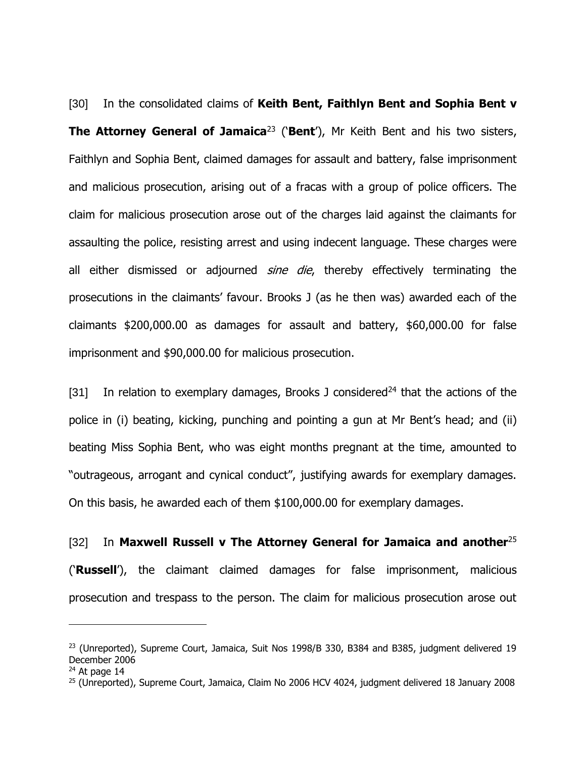[30] In the consolidated claims of **Keith Bent, Faithlyn Bent and Sophia Bent v The Attorney General of Jamaica**[23] ('**Bent**'), Mr Keith Bent and his two sisters, Faithlyn and Sophia Bent, claimed damages for assault and battery, false imprisonment and malicious prosecution, arising out of a fracas with a group of police officers. The claim for malicious prosecution arose out of the charges laid against the claimants for assaulting the police, resisting arrest and using indecent language. These charges were all either dismissed or adjourned *sine die*, thereby effectively terminating the prosecutions in the claimants' favour. Brooks J (as he then was) awarded each of the claimants $200,000.00 as damages for assault and battery, $60,000.00 for false imprisonment and $90,000.00 for malicious prosecution.

[31] In relation to exemplary damages, Brooks J considered[24] that the actions of the police in (i) beating, kicking, punching and pointing a gun at Mr Bent's head; and (ii) beating Miss Sophia Bent, who was eight months pregnant at the time, amounted to "outrageous, arrogant and cynical conduct", justifying awards for exemplary damages. On this basis, he awarded each of them $100,000.00 for exemplary damages.

[32] In **Maxwell Russell v The Attorney General for Jamaica and another**[25] ('**Russell**'), the claimant claimed damages for false imprisonment, malicious prosecution and trespass to the person. The claim for malicious prosecution arose out

---

[23] (Unreported), Supreme Court, Jamaica, Suit Nos 1998/B 330, B384 and B385, judgment delivered 19 December 2006

[24] At page 14

[25] (Unreported), Supreme Court, Jamaica, Claim No 2006 HCV 4024, judgment delivered 18 January 2008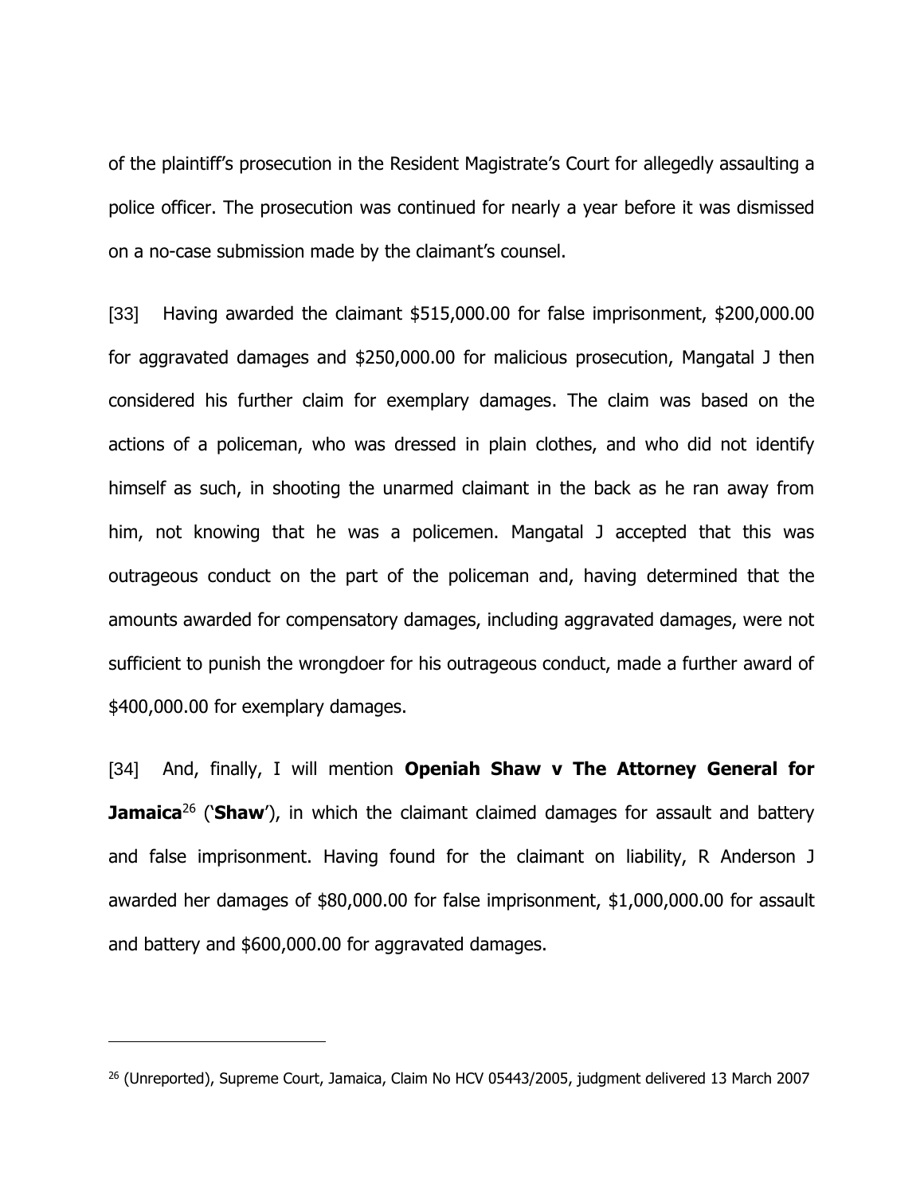of the plaintiff's prosecution in the Resident Magistrate's Court for allegedly assaulting a police officer. The prosecution was continued for nearly a year before it was dismissed on a no-case submission made by the claimant's counsel.

[33] Having awarded the claimant $515,000.00 for false imprisonment, $200,000.00 for aggravated damages and $250,000.00 for malicious prosecution, Mangatal J then considered his further claim for exemplary damages. The claim was based on the actions of a policeman, who was dressed in plain clothes, and who did not identify himself as such, in shooting the unarmed claimant in the back as he ran away from him, not knowing that he was a policemen. Mangatal J accepted that this was outrageous conduct on the part of the policeman and, having determined that the amounts awarded for compensatory damages, including aggravated damages, were not sufficient to punish the wrongdoer for his outrageous conduct, made a further award of $400,000.00 for exemplary damages.

[34] And, finally, I will mention **Openiah Shaw v The Attorney General for Jamaica**[26] ('**Shaw**'), in which the claimant claimed damages for assault and battery and false imprisonment. Having found for the claimant on liability, R Anderson J awarded her damages of $80,000.00 for false imprisonment, $1,000,000.00 for assault and battery and $600,000.00 for aggravated damages.

---

[26] (Unreported), Supreme Court, Jamaica, Claim No HCV 05443/2005, judgment delivered 13 March 2007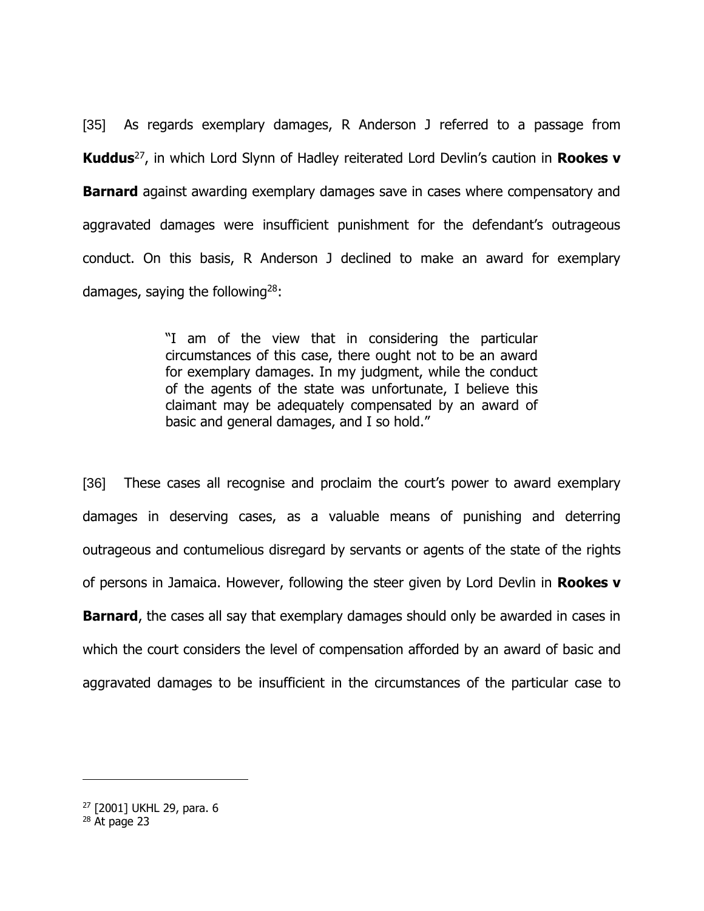[35] As regards exemplary damages, R Anderson J referred to a passage from **Kuddus**[27], in which Lord Slynn of Hadley reiterated Lord Devlin's caution in **Rookes v Barnard** against awarding exemplary damages save in cases where compensatory and aggravated damages were insufficient punishment for the defendant's outrageous conduct. On this basis, R Anderson J declined to make an award for exemplary damages, saying the following[28]:

> "I am of the view that in considering the particular circumstances of this case, there ought not to be an award for exemplary damages. In my judgment, while the conduct of the agents of the state was unfortunate, I believe this claimant may be adequately compensated by an award of basic and general damages, and I so hold."

[36] These cases all recognise and proclaim the court's power to award exemplary damages in deserving cases, as a valuable means of punishing and deterring outrageous and contumelious disregard by servants or agents of the state of the rights of persons in Jamaica. However, following the steer given by Lord Devlin in **Rookes v Barnard**, the cases all say that exemplary damages should only be awarded in cases in which the court considers the level of compensation afforded by an award of basic and aggravated damages to be insufficient in the circumstances of the particular case to

---

[27] [2001] UKHL 29, para. 6

[28] At page 23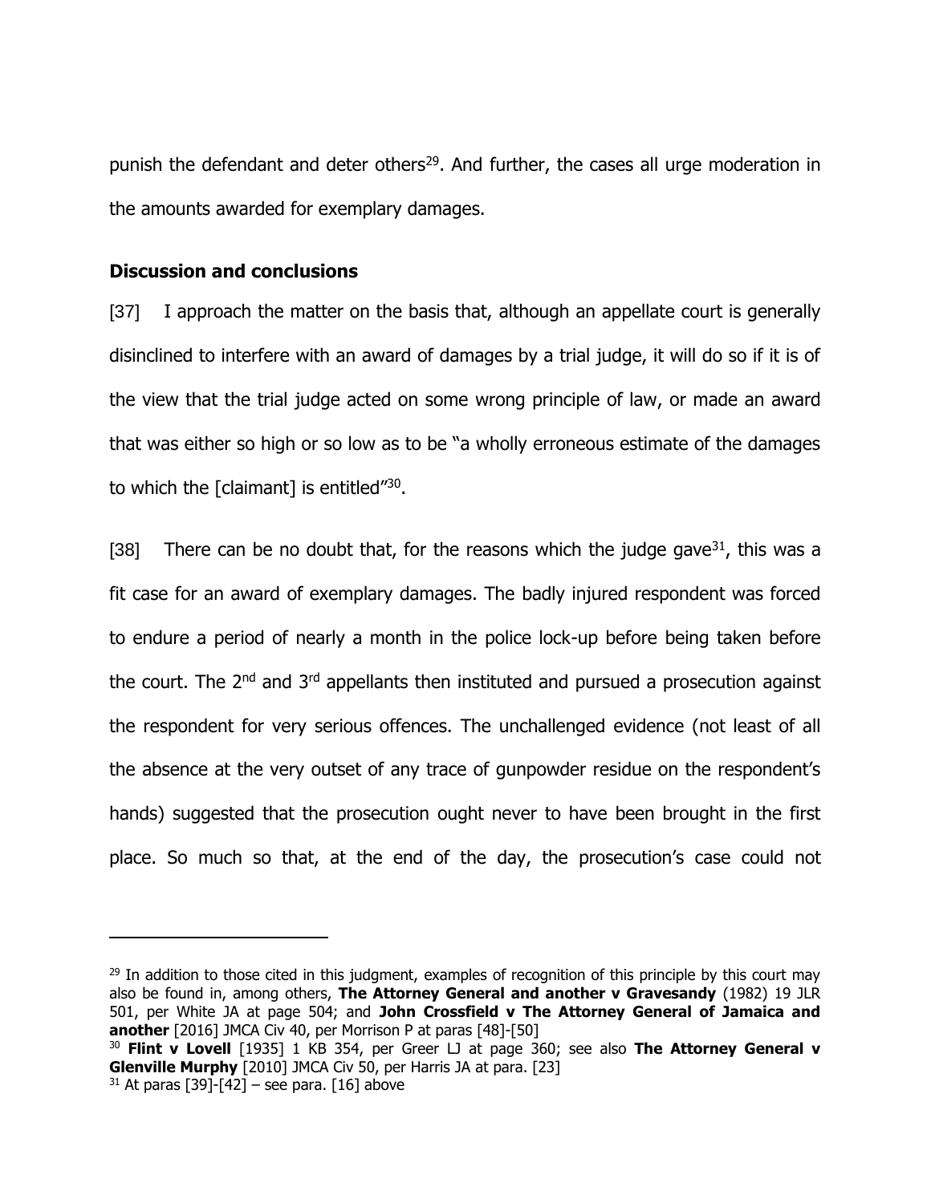punish the defendant and deter others[29]. And further, the cases all urge moderation in the amounts awarded for exemplary damages.

### Discussion and conclusions

[37] I approach the matter on the basis that, although an appellate court is generally disinclined to interfere with an award of damages by a trial judge, it will do so if it is of the view that the trial judge acted on some wrong principle of law, or made an award that was either so high or so low as to be "a wholly erroneous estimate of the damages to which the [claimant] is entitled"[30].

[38] There can be no doubt that, for the reasons which the judge gave[31], this was a fit case for an award of exemplary damages. The badly injured respondent was forced to endure a period of nearly a month in the police lock-up before being taken before the court. The 2nd and 3rd appellants then instituted and pursued a prosecution against the respondent for very serious offences. The unchallenged evidence (not least of all the absence at the very outset of any trace of gunpowder residue on the respondent's hands) suggested that the prosecution ought never to have been brought in the first place. So much so that, at the end of the day, the prosecution's case could not

---

[29] In addition to those cited in this judgment, examples of recognition of this principle by this court may also be found in, among others, **The Attorney General and another v Gravesandy** (1982) 19 JLR 501, per White JA at page 504; and **John Crossfield v The Attorney General of Jamaica and another** [2016] JMCA Civ 40, per Morrison P at paras [48]-[50]

[30] **Flint v Lovell** [1935] 1 KB 354, per Greer LJ at page 360; see also **The Attorney General v Glenville Murphy** [2010] JMCA Civ 50, per Harris JA at para. [23]

[31] At paras [39]-[42] – see para. [16] above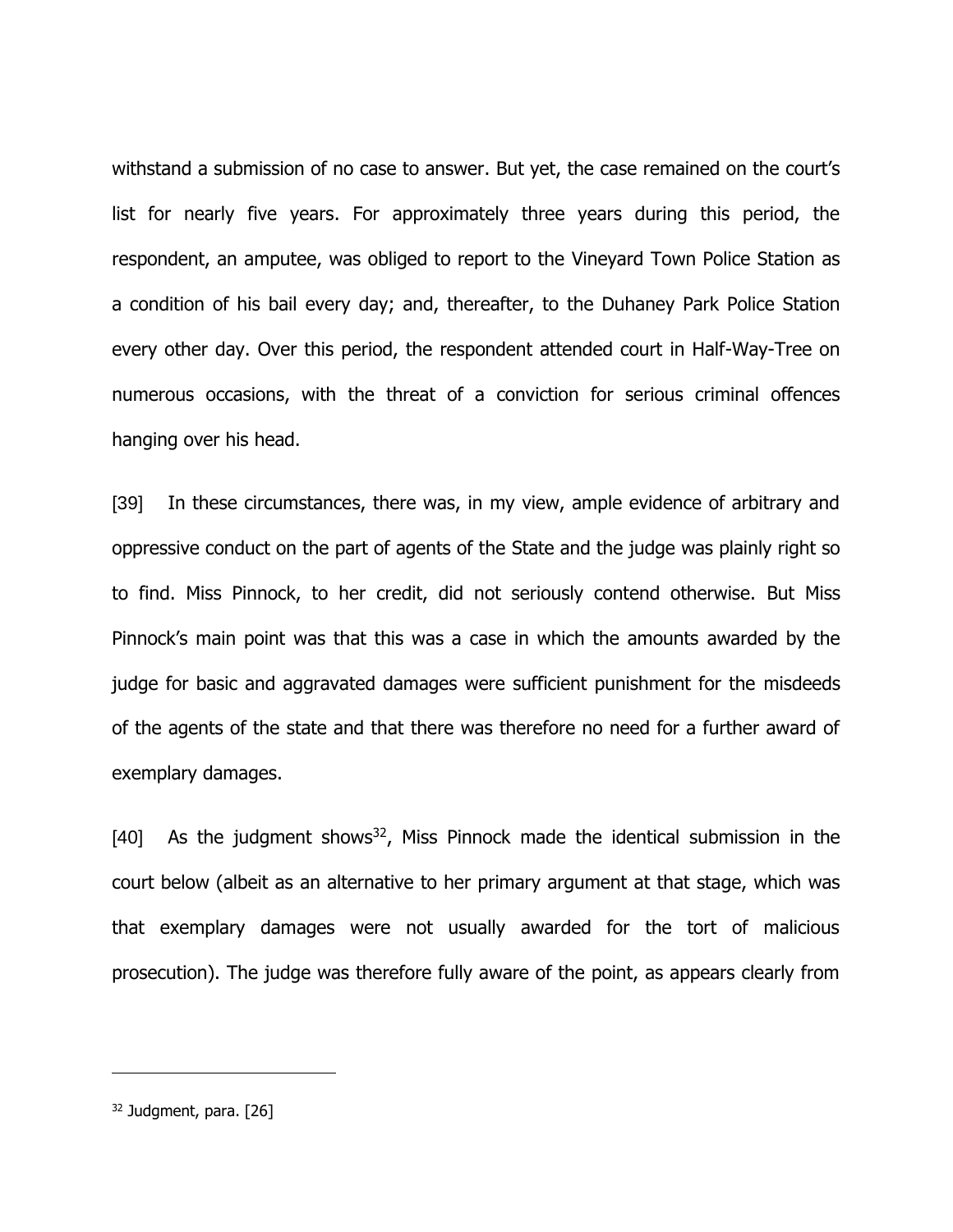withstand a submission of no case to answer. But yet, the case remained on the court's list for nearly five years. For approximately three years during this period, the respondent, an amputee, was obliged to report to the Vineyard Town Police Station as a condition of his bail every day; and, thereafter, to the Duhaney Park Police Station every other day. Over this period, the respondent attended court in Half-Way-Tree on numerous occasions, with the threat of a conviction for serious criminal offences hanging over his head.

[39] In these circumstances, there was, in my view, ample evidence of arbitrary and oppressive conduct on the part of agents of the State and the judge was plainly right so to find. Miss Pinnock, to her credit, did not seriously contend otherwise. But Miss Pinnock's main point was that this was a case in which the amounts awarded by the judge for basic and aggravated damages were sufficient punishment for the misdeeds of the agents of the state and that there was therefore no need for a further award of exemplary damages.

[40] As the judgment shows[32], Miss Pinnock made the identical submission in the court below (albeit as an alternative to her primary argument at that stage, which was that exemplary damages were not usually awarded for the tort of malicious prosecution). The judge was therefore fully aware of the point, as appears clearly from

[32] Judgment, para. [26]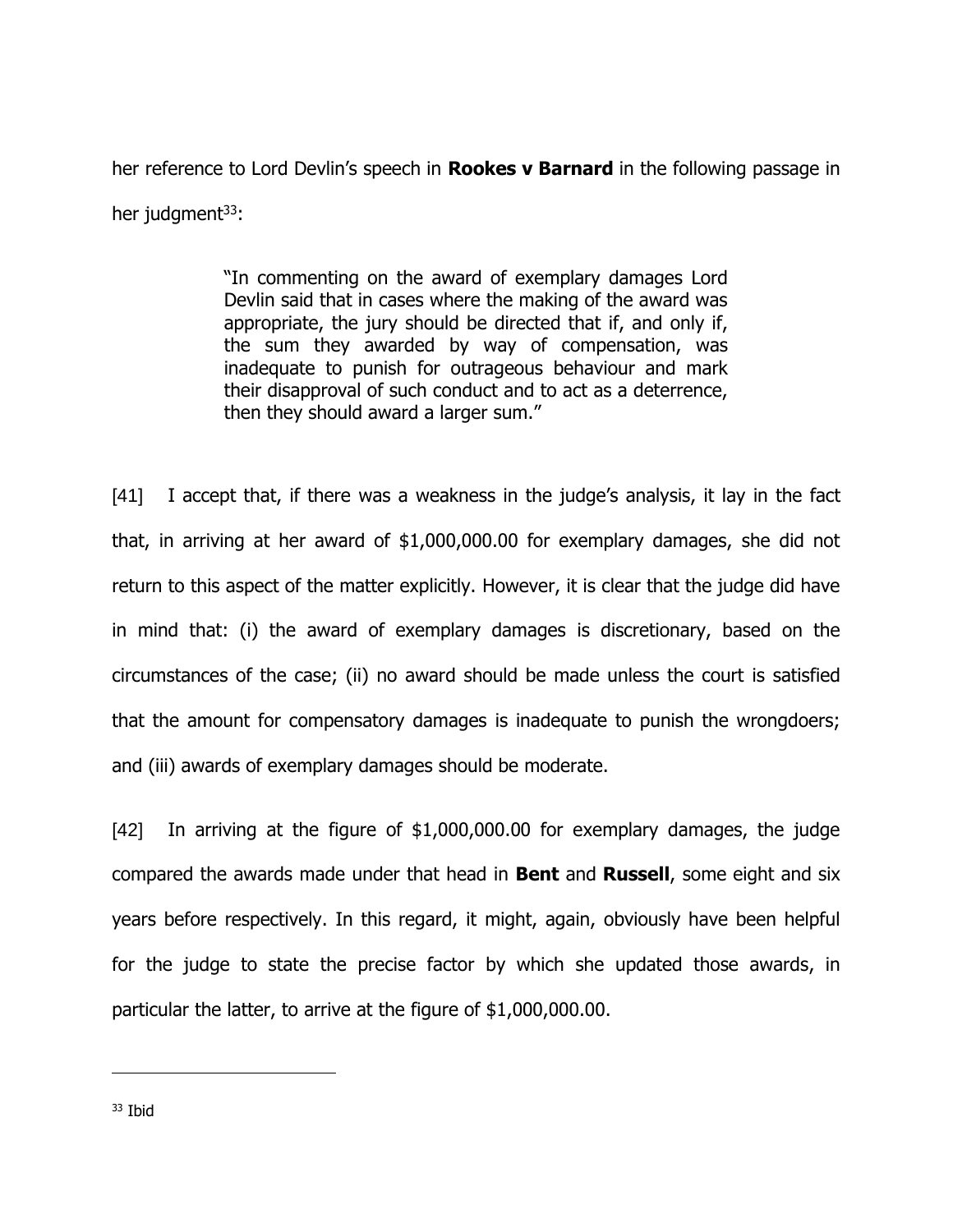her reference to Lord Devlin's speech in **Rookes v Barnard** in the following passage in her judgment[33]:

> "In commenting on the award of exemplary damages Lord Devlin said that in cases where the making of the award was appropriate, the jury should be directed that if, and only if, the sum they awarded by way of compensation, was inadequate to punish for outrageous behaviour and mark their disapproval of such conduct and to act as a deterrence, then they should award a larger sum."

[41] I accept that, if there was a weakness in the judge's analysis, it lay in the fact that, in arriving at her award of $1,000,000.00 for exemplary damages, she did not return to this aspect of the matter explicitly. However, it is clear that the judge did have in mind that: (i) the award of exemplary damages is discretionary, based on the circumstances of the case; (ii) no award should be made unless the court is satisfied that the amount for compensatory damages is inadequate to punish the wrongdoers; and (iii) awards of exemplary damages should be moderate.

[42] In arriving at the figure of $1,000,000.00 for exemplary damages, the judge compared the awards made under that head in **Bent** and **Russell**, some eight and six years before respectively. In this regard, it might, again, obviously have been helpful for the judge to state the precise factor by which she updated those awards, in particular the latter, to arrive at the figure of $1,000,000.00.

---

[33] Ibid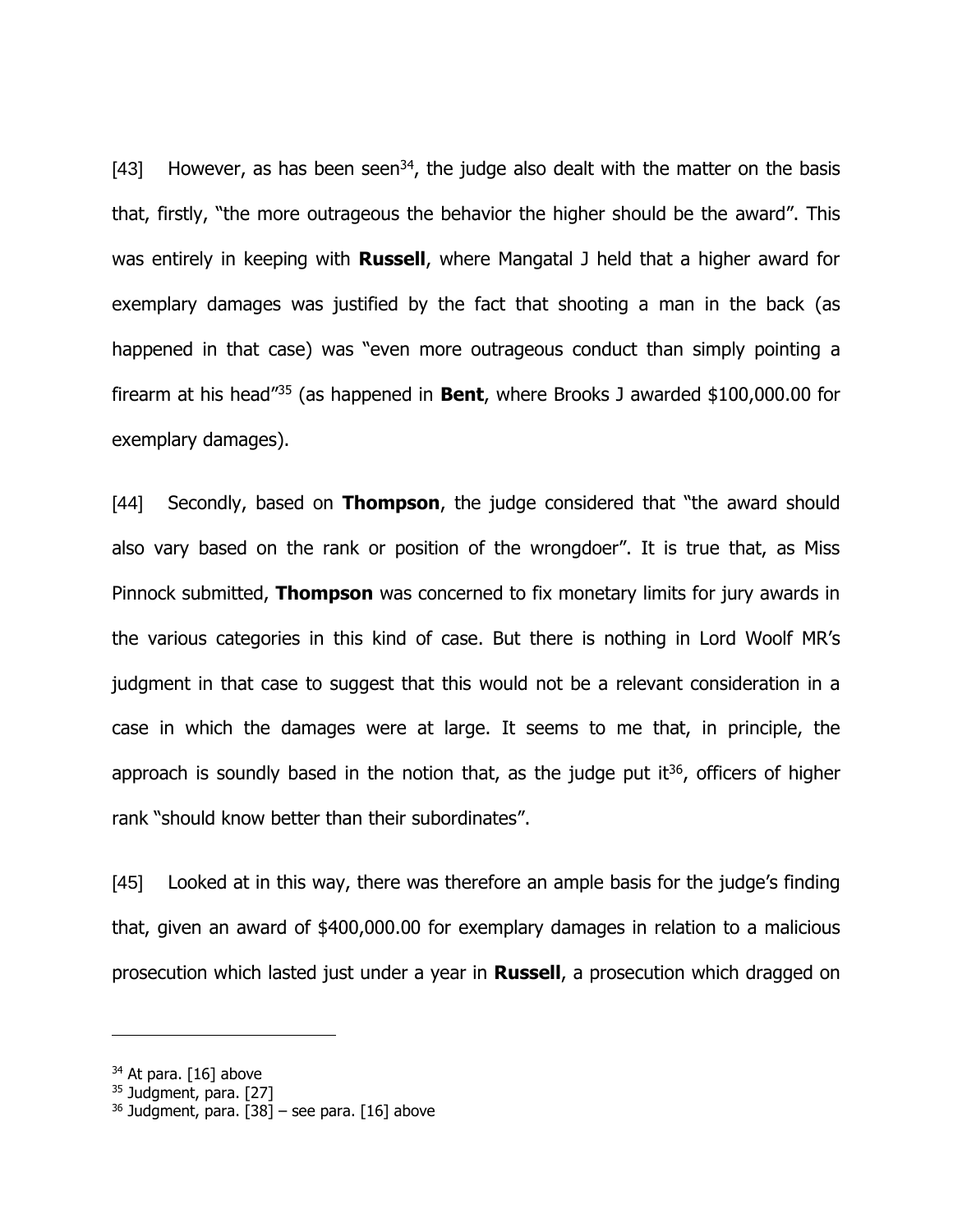[43] However, as has been seen[34], the judge also dealt with the matter on the basis that, firstly, "the more outrageous the behavior the higher should be the award". This was entirely in keeping with **Russell**, where Mangatal J held that a higher award for exemplary damages was justified by the fact that shooting a man in the back (as happened in that case) was "even more outrageous conduct than simply pointing a firearm at his head"[35] (as happened in **Bent**, where Brooks J awarded $100,000.00 for exemplary damages).

[44] Secondly, based on **Thompson**, the judge considered that "the award should also vary based on the rank or position of the wrongdoer". It is true that, as Miss Pinnock submitted, **Thompson** was concerned to fix monetary limits for jury awards in the various categories in this kind of case. But there is nothing in Lord Woolf MR's judgment in that case to suggest that this would not be a relevant consideration in a case in which the damages were at large. It seems to me that, in principle, the approach is soundly based in the notion that, as the judge put it[36], officers of higher rank "should know better than their subordinates".

[45] Looked at in this way, there was therefore an ample basis for the judge's finding that, given an award of $400,000.00 for exemplary damages in relation to a malicious prosecution which lasted just under a year in **Russell**, a prosecution which dragged on

---

[34] At para. [16] above

[35] Judgment, para. [27]

[36] Judgment, para. [38] – see para. [16] above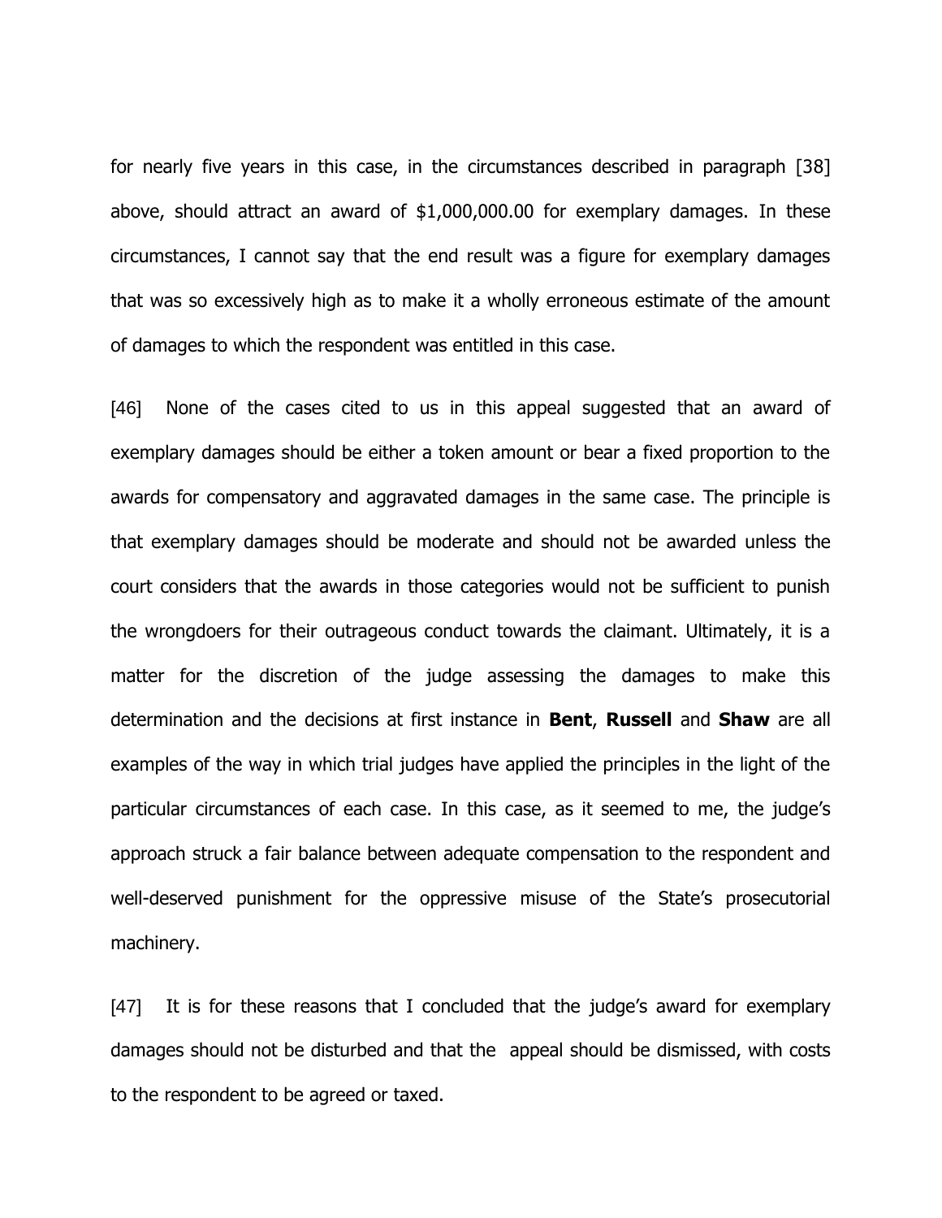for nearly five years in this case, in the circumstances described in paragraph [38] above, should attract an award of $1,000,000.00 for exemplary damages. In these circumstances, I cannot say that the end result was a figure for exemplary damages that was so excessively high as to make it a wholly erroneous estimate of the amount of damages to which the respondent was entitled in this case.

[46] None of the cases cited to us in this appeal suggested that an award of exemplary damages should be either a token amount or bear a fixed proportion to the awards for compensatory and aggravated damages in the same case. The principle is that exemplary damages should be moderate and should not be awarded unless the court considers that the awards in those categories would not be sufficient to punish the wrongdoers for their outrageous conduct towards the claimant. Ultimately, it is a matter for the discretion of the judge assessing the damages to make this determination and the decisions at first instance in **Bent**, **Russell** and **Shaw** are all examples of the way in which trial judges have applied the principles in the light of the particular circumstances of each case. In this case, as it seemed to me, the judge's approach struck a fair balance between adequate compensation to the respondent and well-deserved punishment for the oppressive misuse of the State's prosecutorial machinery.

[47] It is for these reasons that I concluded that the judge's award for exemplary damages should not be disturbed and that the appeal should be dismissed, with costs to the respondent to be agreed or taxed.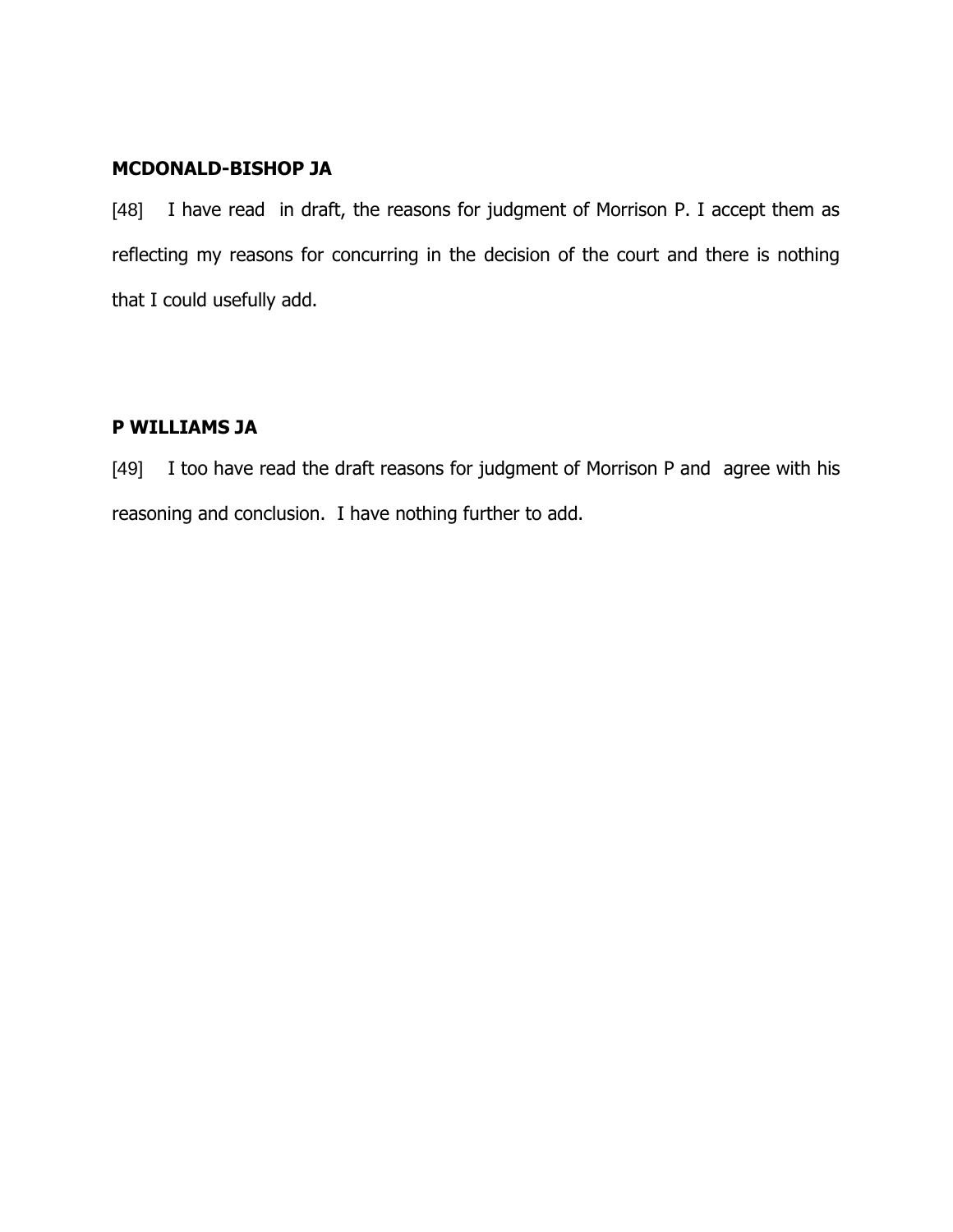**MCDONALD-BISHOP JA**

[48] I have read in draft, the reasons for judgment of Morrison P. I accept them as reflecting my reasons for concurring in the decision of the court and there is nothing that I could usefully add.

**P WILLIAMS JA**

[49] I too have read the draft reasons for judgment of Morrison P and agree with his reasoning and conclusion. I have nothing further to add.